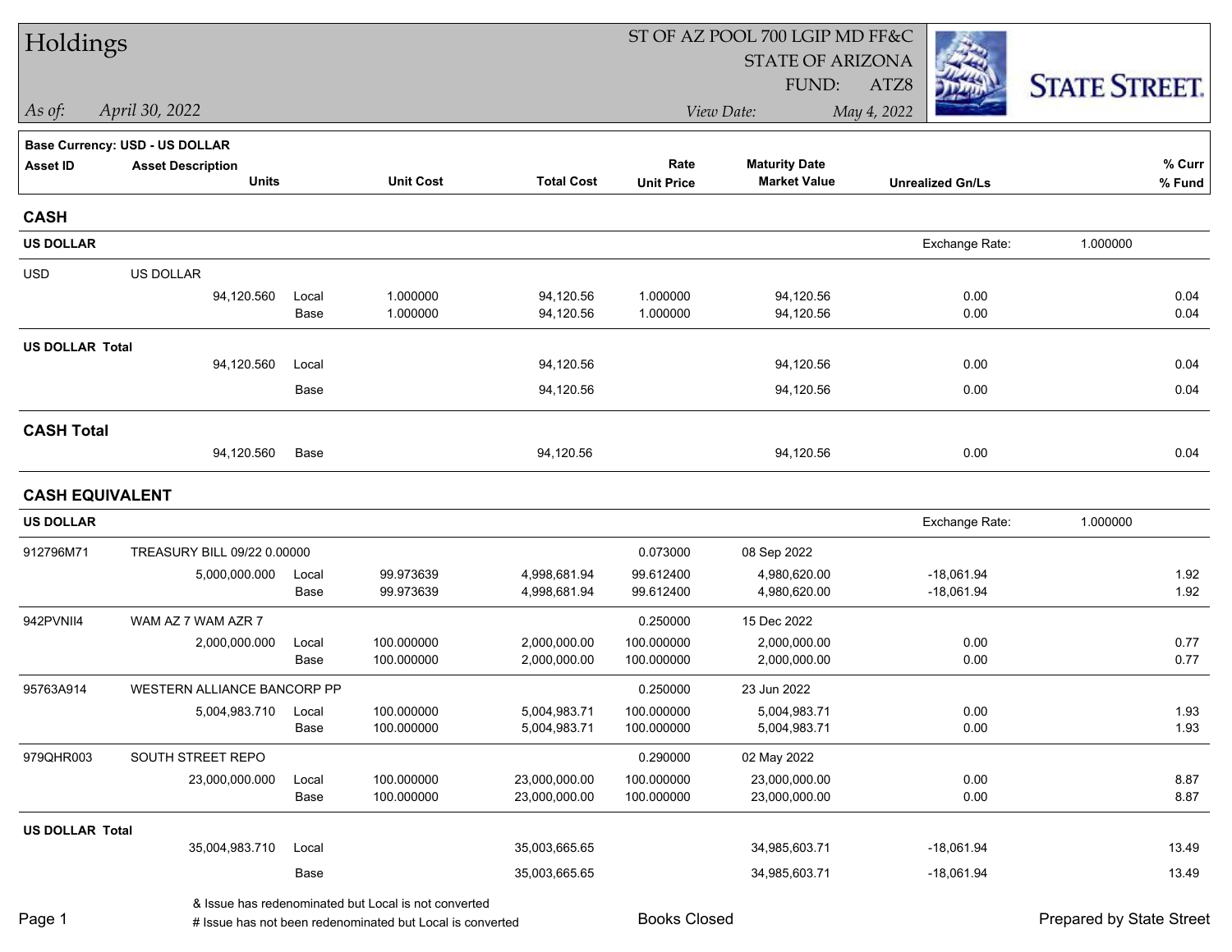# Holdings

ST OF AZ POOL 700 LGIP MD FF&C
STATE OF ARIZONA
FUND: ATZ8

*As of:* *April 30, 2022*

*View Date:* *May 4, 2022*

STATE STREET.

**Base Currency: USD - US DOLLAR**

| Asset ID | Asset Description / Units | | Unit Cost | Total Cost | Rate / Unit Price | Maturity Date / Market Value | Unrealized Gn/Ls | % Curr / % Fund |
|---|---|---|---|---|---|---|---|---|
| **CASH** | | | | | | | | |
| **US DOLLAR** | | | | | | | Exchange Rate: 1.000000 | |
| USD | US DOLLAR | | | | | | | |
| | 94,120.560 | Local | 1.000000 | 94,120.56 | 1.000000 | 94,120.56 | 0.00 | 0.04 |
| | | Base | 1.000000 | 94,120.56 | 1.000000 | 94,120.56 | 0.00 | 0.04 |
| **US DOLLAR Total** | | | | | | | | |
| | 94,120.560 | Local | | 94,120.56 | | 94,120.56 | 0.00 | 0.04 |
| | | Base | | 94,120.56 | | 94,120.56 | 0.00 | 0.04 |
| **CASH Total** | | | | | | | | |
| | 94,120.560 | Base | | 94,120.56 | | 94,120.56 | 0.00 | 0.04 |
| **CASH EQUIVALENT** | | | | | | | | |
| **US DOLLAR** | | | | | | | Exchange Rate: 1.000000 | |
| 912796M71 | TREASURY BILL 09/22 0.00000 | | | | 0.073000 | 08 Sep 2022 | | |
| | 5,000,000.000 | Local | 99.973639 | 4,998,681.94 | 99.612400 | 4,980,620.00 | -18,061.94 | 1.92 |
| | | Base | 99.973639 | 4,998,681.94 | 99.612400 | 4,980,620.00 | -18,061.94 | 1.92 |
| 942PVNII4 | WAM AZ 7 WAM AZR 7 | | | | 0.250000 | 15 Dec 2022 | | |
| | 2,000,000.000 | Local | 100.000000 | 2,000,000.00 | 100.000000 | 2,000,000.00 | 0.00 | 0.77 |
| | | Base | 100.000000 | 2,000,000.00 | 100.000000 | 2,000,000.00 | 0.00 | 0.77 |
| 95763A914 | WESTERN ALLIANCE BANCORP PP | | | | 0.250000 | 23 Jun 2022 | | |
| | 5,004,983.710 | Local | 100.000000 | 5,004,983.71 | 100.000000 | 5,004,983.71 | 0.00 | 1.93 |
| | | Base | 100.000000 | 5,004,983.71 | 100.000000 | 5,004,983.71 | 0.00 | 1.93 |
| 979QHR003 | SOUTH STREET REPO | | | | 0.290000 | 02 May 2022 | | |
| | 23,000,000.000 | Local | 100.000000 | 23,000,000.00 | 100.000000 | 23,000,000.00 | 0.00 | 8.87 |
| | | Base | 100.000000 | 23,000,000.00 | 100.000000 | 23,000,000.00 | 0.00 | 8.87 |
| **US DOLLAR Total** | | | | | | | | |
| | 35,004,983.710 | Local | | 35,003,665.65 | | 34,985,603.71 | -18,061.94 | 13.49 |
| | | Base | | 35,003,665.65 | | 34,985,603.71 | -18,061.94 | 13.49 |

& Issue has redenominated but Local is not converted
# Issue has not been redenominated but Local is converted

Books Closed

Prepared by State Street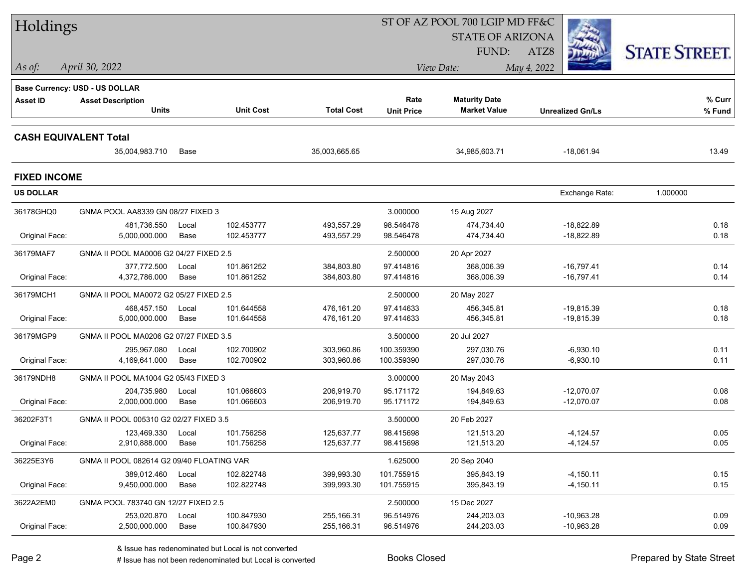# Holdings

ST OF AZ POOL 700 LGIP MD FF&C
STATE OF ARIZONA
FUND: ATZ8

*As of:* *April 30, 2022*
*View Date:* *May 4, 2022*

STATE STREET.

**Base Currency: USD - US DOLLAR**

| Asset ID | Asset Description / Units | | Unit Cost | Total Cost | Rate / Unit Price | Maturity Date / Market Value | Unrealized Gn/Ls | % Curr / % Fund |
|---|---|---|---|---|---|---|---|---|
| **CASH EQUIVALENT Total** | | | | | | | | |
| | 35,004,983.710 | Base | | 35,003,665.65 | | 34,985,603.71 | -18,061.94 | 13.49 |
| **FIXED INCOME** | | | | | | | | |
| **US DOLLAR** | | | | | | | Exchange Rate: 1.000000 | |
| 36178GHQ0 | GNMA POOL AA8339 GN 08/27 FIXED 3 | | | | 3.000000 | 15 Aug 2027 | | |
| | 481,736.550 | Local | 102.453777 | 493,557.29 | 98.546478 | 474,734.40 | -18,822.89 | 0.18 |
| Original Face: | 5,000,000.000 | Base | 102.453777 | 493,557.29 | 98.546478 | 474,734.40 | -18,822.89 | 0.18 |
| 36179MAF7 | GNMA II POOL MA0006 G2 04/27 FIXED 2.5 | | | | 2.500000 | 20 Apr 2027 | | |
| | 377,772.500 | Local | 101.861252 | 384,803.80 | 97.414816 | 368,006.39 | -16,797.41 | 0.14 |
| Original Face: | 4,372,786.000 | Base | 101.861252 | 384,803.80 | 97.414816 | 368,006.39 | -16,797.41 | 0.14 |
| 36179MCH1 | GNMA II POOL MA0072 G2 05/27 FIXED 2.5 | | | | 2.500000 | 20 May 2027 | | |
| | 468,457.150 | Local | 101.644558 | 476,161.20 | 97.414633 | 456,345.81 | -19,815.39 | 0.18 |
| Original Face: | 5,000,000.000 | Base | 101.644558 | 476,161.20 | 97.414633 | 456,345.81 | -19,815.39 | 0.18 |
| 36179MGP9 | GNMA II POOL MA0206 G2 07/27 FIXED 3.5 | | | | 3.500000 | 20 Jul 2027 | | |
| | 295,967.080 | Local | 102.700902 | 303,960.86 | 100.359390 | 297,030.76 | -6,930.10 | 0.11 |
| Original Face: | 4,169,641.000 | Base | 102.700902 | 303,960.86 | 100.359390 | 297,030.76 | -6,930.10 | 0.11 |
| 36179NDH8 | GNMA II POOL MA1004 G2 05/43 FIXED 3 | | | | 3.000000 | 20 May 2043 | | |
| | 204,735.980 | Local | 101.066603 | 206,919.70 | 95.171172 | 194,849.63 | -12,070.07 | 0.08 |
| Original Face: | 2,000,000.000 | Base | 101.066603 | 206,919.70 | 95.171172 | 194,849.63 | -12,070.07 | 0.08 |
| 36202F3T1 | GNMA II POOL 005310 G2 02/27 FIXED 3.5 | | | | 3.500000 | 20 Feb 2027 | | |
| | 123,469.330 | Local | 101.756258 | 125,637.77 | 98.415698 | 121,513.20 | -4,124.57 | 0.05 |
| Original Face: | 2,910,888.000 | Base | 101.756258 | 125,637.77 | 98.415698 | 121,513.20 | -4,124.57 | 0.05 |
| 36225E3Y6 | GNMA II POOL 082614 G2 09/40 FLOATING VAR | | | | 1.625000 | 20 Sep 2040 | | |
| | 389,012.460 | Local | 102.822748 | 399,993.30 | 101.755915 | 395,843.19 | -4,150.11 | 0.15 |
| Original Face: | 9,450,000.000 | Base | 102.822748 | 399,993.30 | 101.755915 | 395,843.19 | -4,150.11 | 0.15 |
| 3622A2EM0 | GNMA POOL 783740 GN 12/27 FIXED 2.5 | | | | 2.500000 | 15 Dec 2027 | | |
| | 253,020.870 | Local | 100.847930 | 255,166.31 | 96.514976 | 244,203.03 | -10,963.28 | 0.09 |
| Original Face: | 2,500,000.000 | Base | 100.847930 | 255,166.31 | 96.514976 | 244,203.03 | -10,963.28 | 0.09 |

& Issue has redenominated but Local is not converted
# Issue has not been redenominated but Local is converted

Books Closed

Prepared by State Street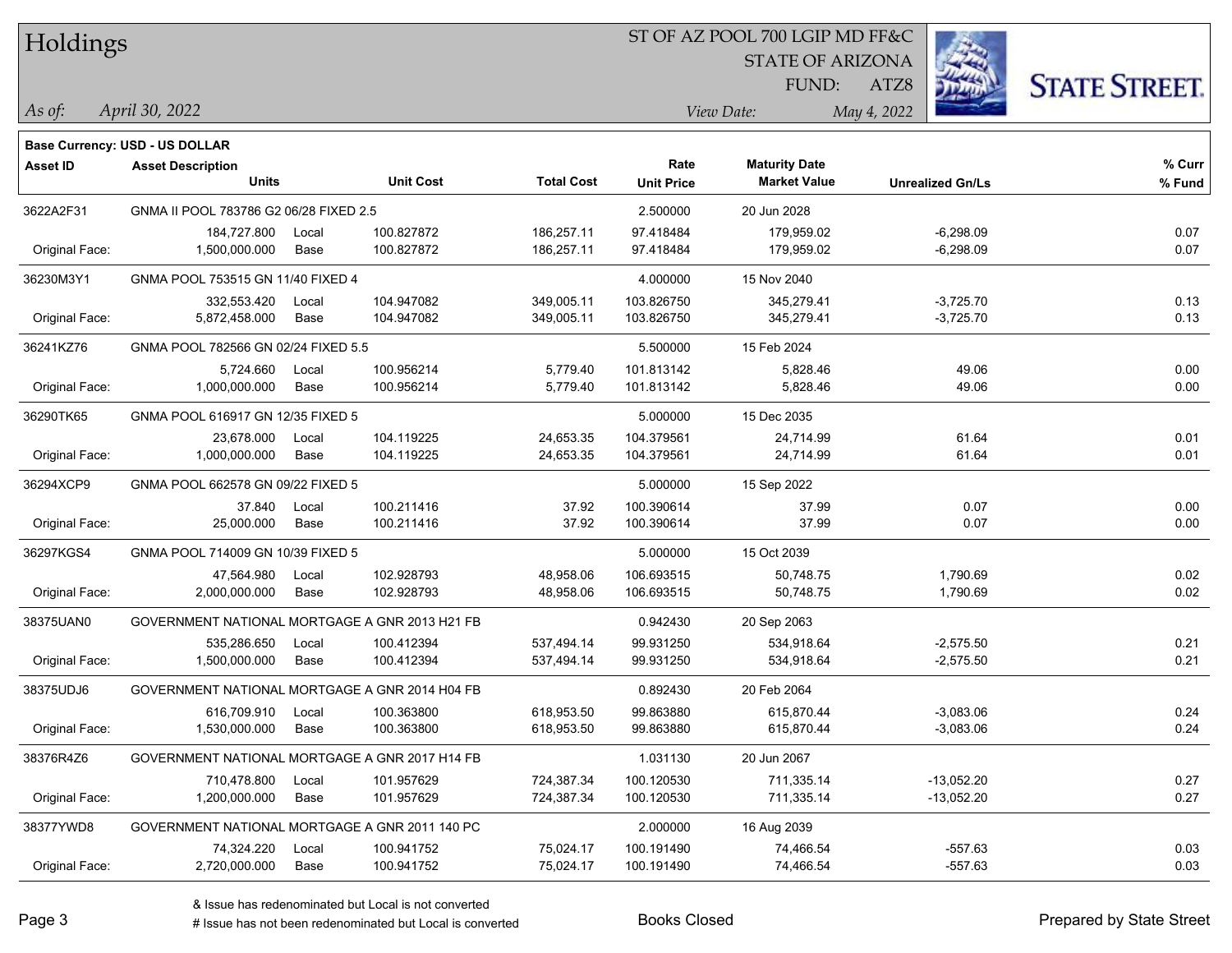# Holdings

ST OF AZ POOL 700 LGIP MD FF&C
STATE OF ARIZONA
FUND: ATZ8

*As of:* *April 30, 2022*
*View Date:* *May 4, 2022*

**Base Currency: USD - US DOLLAR**

| Asset ID | Asset Description / Units | | Unit Cost | Total Cost | Rate / Unit Price | Maturity Date / Market Value | Unrealized Gn/Ls | % Curr / % Fund |
|---|---|---|---|---|---|---|---|---|
| 3622A2F31 | GNMA II POOL 783786 G2 06/28 FIXED 2.5 | | | | 2.500000 | 20 Jun 2028 | | |
| | 184,727.800 | Local | 100.827872 | 186,257.11 | 97.418484 | 179,959.02 | -6,298.09 | 0.07 |
| Original Face: | 1,500,000.000 | Base | 100.827872 | 186,257.11 | 97.418484 | 179,959.02 | -6,298.09 | 0.07 |
| 36230M3Y1 | GNMA POOL 753515 GN 11/40 FIXED 4 | | | | 4.000000 | 15 Nov 2040 | | |
| | 332,553.420 | Local | 104.947082 | 349,005.11 | 103.826750 | 345,279.41 | -3,725.70 | 0.13 |
| Original Face: | 5,872,458.000 | Base | 104.947082 | 349,005.11 | 103.826750 | 345,279.41 | -3,725.70 | 0.13 |
| 36241KZ76 | GNMA POOL 782566 GN 02/24 FIXED 5.5 | | | | 5.500000 | 15 Feb 2024 | | |
| | 5,724.660 | Local | 100.956214 | 5,779.40 | 101.813142 | 5,828.46 | 49.06 | 0.00 |
| Original Face: | 1,000,000.000 | Base | 100.956214 | 5,779.40 | 101.813142 | 5,828.46 | 49.06 | 0.00 |
| 36290TK65 | GNMA POOL 616917 GN 12/35 FIXED 5 | | | | 5.000000 | 15 Dec 2035 | | |
| | 23,678.000 | Local | 104.119225 | 24,653.35 | 104.379561 | 24,714.99 | 61.64 | 0.01 |
| Original Face: | 1,000,000.000 | Base | 104.119225 | 24,653.35 | 104.379561 | 24,714.99 | 61.64 | 0.01 |
| 36294XCP9 | GNMA POOL 662578 GN 09/22 FIXED 5 | | | | 5.000000 | 15 Sep 2022 | | |
| | 37.840 | Local | 100.211416 | 37.92 | 100.390614 | 37.99 | 0.07 | 0.00 |
| Original Face: | 25,000.000 | Base | 100.211416 | 37.92 | 100.390614 | 37.99 | 0.07 | 0.00 |
| 36297KGS4 | GNMA POOL 714009 GN 10/39 FIXED 5 | | | | 5.000000 | 15 Oct 2039 | | |
| | 47,564.980 | Local | 102.928793 | 48,958.06 | 106.693515 | 50,748.75 | 1,790.69 | 0.02 |
| Original Face: | 2,000,000.000 | Base | 102.928793 | 48,958.06 | 106.693515 | 50,748.75 | 1,790.69 | 0.02 |
| 38375UAN0 | GOVERNMENT NATIONAL MORTGAGE A GNR 2013 H21 FB | | | | 0.942430 | 20 Sep 2063 | | |
| | 535,286.650 | Local | 100.412394 | 537,494.14 | 99.931250 | 534,918.64 | -2,575.50 | 0.21 |
| Original Face: | 1,500,000.000 | Base | 100.412394 | 537,494.14 | 99.931250 | 534,918.64 | -2,575.50 | 0.21 |
| 38375UDJ6 | GOVERNMENT NATIONAL MORTGAGE A GNR 2014 H04 FB | | | | 0.892430 | 20 Feb 2064 | | |
| | 616,709.910 | Local | 100.363800 | 618,953.50 | 99.863880 | 615,870.44 | -3,083.06 | 0.24 |
| Original Face: | 1,530,000.000 | Base | 100.363800 | 618,953.50 | 99.863880 | 615,870.44 | -3,083.06 | 0.24 |
| 38376R4Z6 | GOVERNMENT NATIONAL MORTGAGE A GNR 2017 H14 FB | | | | 1.031130 | 20 Jun 2067 | | |
| | 710,478.800 | Local | 101.957629 | 724,387.34 | 100.120530 | 711,335.14 | -13,052.20 | 0.27 |
| Original Face: | 1,200,000.000 | Base | 101.957629 | 724,387.34 | 100.120530 | 711,335.14 | -13,052.20 | 0.27 |
| 38377YWD8 | GOVERNMENT NATIONAL MORTGAGE A GNR 2011 140 PC | | | | 2.000000 | 16 Aug 2039 | | |
| | 74,324.220 | Local | 100.941752 | 75,024.17 | 100.191490 | 74,466.54 | -557.63 | 0.03 |
| Original Face: | 2,720,000.000 | Base | 100.941752 | 75,024.17 | 100.191490 | 74,466.54 | -557.63 | 0.03 |

& Issue has redenominated but Local is not converted
# Issue has not been redenominated but Local is converted

Books Closed

Prepared by State Street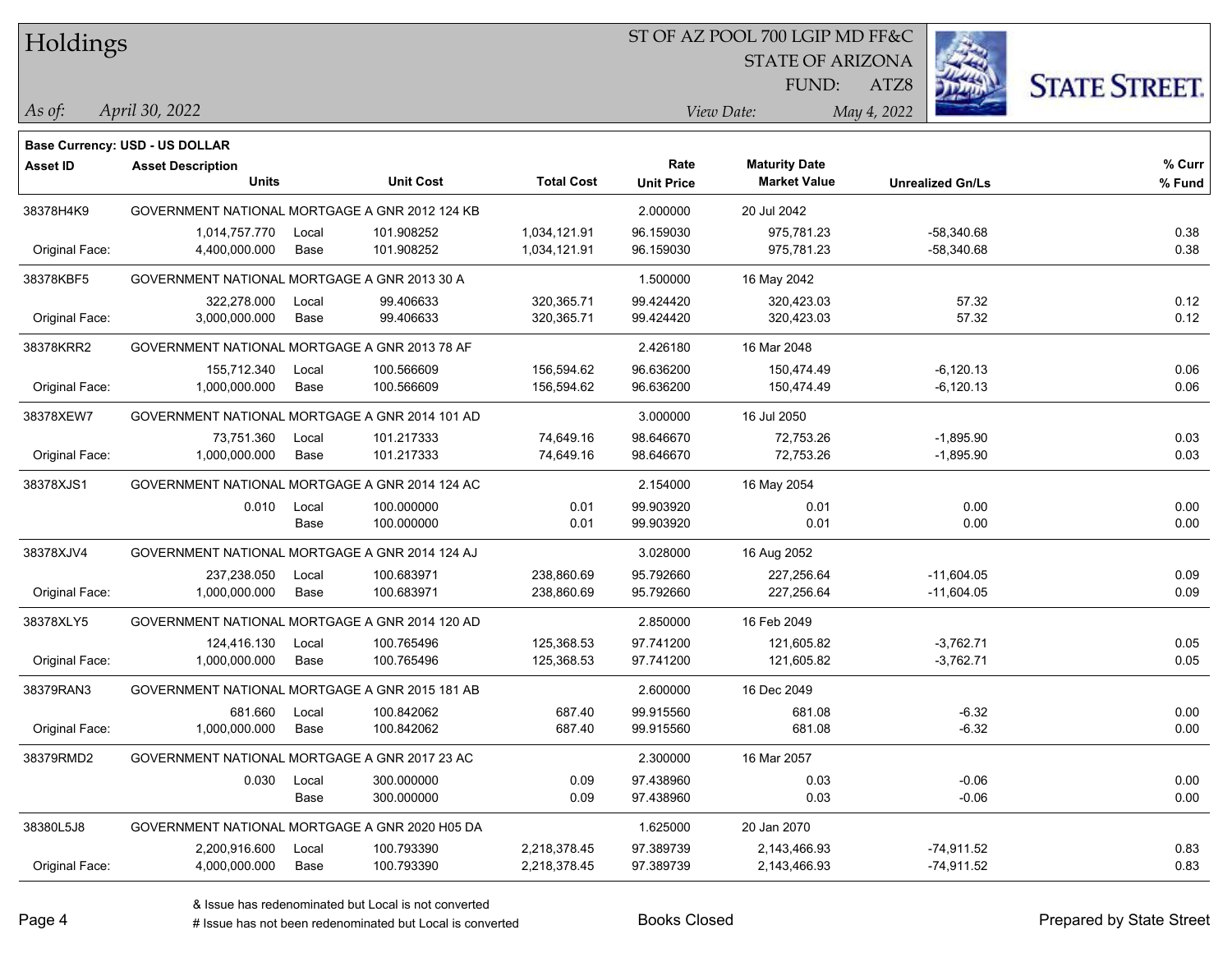# Holdings

ST OF AZ POOL 700 LGIP MD FF&C
STATE OF ARIZONA
FUND: ATZ8

*As of:* *April 30, 2022*
*View Date:* *May 4, 2022*

**Base Currency: USD - US DOLLAR**

| Asset ID | Asset Description / Units | | Unit Cost | Total Cost | Rate / Unit Price | Maturity Date / Market Value | Unrealized Gn/Ls | % Curr / % Fund |
|---|---|---|---|---|---|---|---|---|
| 38378H4K9 | GOVERNMENT NATIONAL MORTGAGE A GNR 2012 124 KB | | | | 2.000000 | 20 Jul 2042 | | |
| | 1,014,757.770 | Local | 101.908252 | 1,034,121.91 | 96.159030 | 975,781.23 | -58,340.68 | 0.38 |
| Original Face: | 4,400,000.000 | Base | 101.908252 | 1,034,121.91 | 96.159030 | 975,781.23 | -58,340.68 | 0.38 |
| 38378KBF5 | GOVERNMENT NATIONAL MORTGAGE A GNR 2013 30 A | | | | 1.500000 | 16 May 2042 | | |
| | 322,278.000 | Local | 99.406633 | 320,365.71 | 99.424420 | 320,423.03 | 57.32 | 0.12 |
| Original Face: | 3,000,000.000 | Base | 99.406633 | 320,365.71 | 99.424420 | 320,423.03 | 57.32 | 0.12 |
| 38378KRR2 | GOVERNMENT NATIONAL MORTGAGE A GNR 2013 78 AF | | | | 2.426180 | 16 Mar 2048 | | |
| | 155,712.340 | Local | 100.566609 | 156,594.62 | 96.636200 | 150,474.49 | -6,120.13 | 0.06 |
| Original Face: | 1,000,000.000 | Base | 100.566609 | 156,594.62 | 96.636200 | 150,474.49 | -6,120.13 | 0.06 |
| 38378XEW7 | GOVERNMENT NATIONAL MORTGAGE A GNR 2014 101 AD | | | | 3.000000 | 16 Jul 2050 | | |
| | 73,751.360 | Local | 101.217333 | 74,649.16 | 98.646670 | 72,753.26 | -1,895.90 | 0.03 |
| Original Face: | 1,000,000.000 | Base | 101.217333 | 74,649.16 | 98.646670 | 72,753.26 | -1,895.90 | 0.03 |
| 38378XJS1 | GOVERNMENT NATIONAL MORTGAGE A GNR 2014 124 AC | | | | 2.154000 | 16 May 2054 | | |
| | 0.010 | Local | 100.000000 | 0.01 | 99.903920 | 0.01 | 0.00 | 0.00 |
| | | Base | 100.000000 | 0.01 | 99.903920 | 0.01 | 0.00 | 0.00 |
| 38378XJV4 | GOVERNMENT NATIONAL MORTGAGE A GNR 2014 124 AJ | | | | 3.028000 | 16 Aug 2052 | | |
| | 237,238.050 | Local | 100.683971 | 238,860.69 | 95.792660 | 227,256.64 | -11,604.05 | 0.09 |
| Original Face: | 1,000,000.000 | Base | 100.683971 | 238,860.69 | 95.792660 | 227,256.64 | -11,604.05 | 0.09 |
| 38378XLY5 | GOVERNMENT NATIONAL MORTGAGE A GNR 2014 120 AD | | | | 2.850000 | 16 Feb 2049 | | |
| | 124,416.130 | Local | 100.765496 | 125,368.53 | 97.741200 | 121,605.82 | -3,762.71 | 0.05 |
| Original Face: | 1,000,000.000 | Base | 100.765496 | 125,368.53 | 97.741200 | 121,605.82 | -3,762.71 | 0.05 |
| 38379RAN3 | GOVERNMENT NATIONAL MORTGAGE A GNR 2015 181 AB | | | | 2.600000 | 16 Dec 2049 | | |
| | 681.660 | Local | 100.842062 | 687.40 | 99.915560 | 681.08 | -6.32 | 0.00 |
| Original Face: | 1,000,000.000 | Base | 100.842062 | 687.40 | 99.915560 | 681.08 | -6.32 | 0.00 |
| 38379RMD2 | GOVERNMENT NATIONAL MORTGAGE A GNR 2017 23 AC | | | | 2.300000 | 16 Mar 2057 | | |
| | 0.030 | Local | 300.000000 | 0.09 | 97.438960 | 0.03 | -0.06 | 0.00 |
| | | Base | 300.000000 | 0.09 | 97.438960 | 0.03 | -0.06 | 0.00 |
| 38380L5J8 | GOVERNMENT NATIONAL MORTGAGE A GNR 2020 H05 DA | | | | 1.625000 | 20 Jan 2070 | | |
| | 2,200,916.600 | Local | 100.793390 | 2,218,378.45 | 97.389739 | 2,143,466.93 | -74,911.52 | 0.83 |
| Original Face: | 4,000,000.000 | Base | 100.793390 | 2,218,378.45 | 97.389739 | 2,143,466.93 | -74,911.52 | 0.83 |

& Issue has redenominated but Local is not converted
# Issue has not been redenominated but Local is converted

Books Closed

Prepared by State Street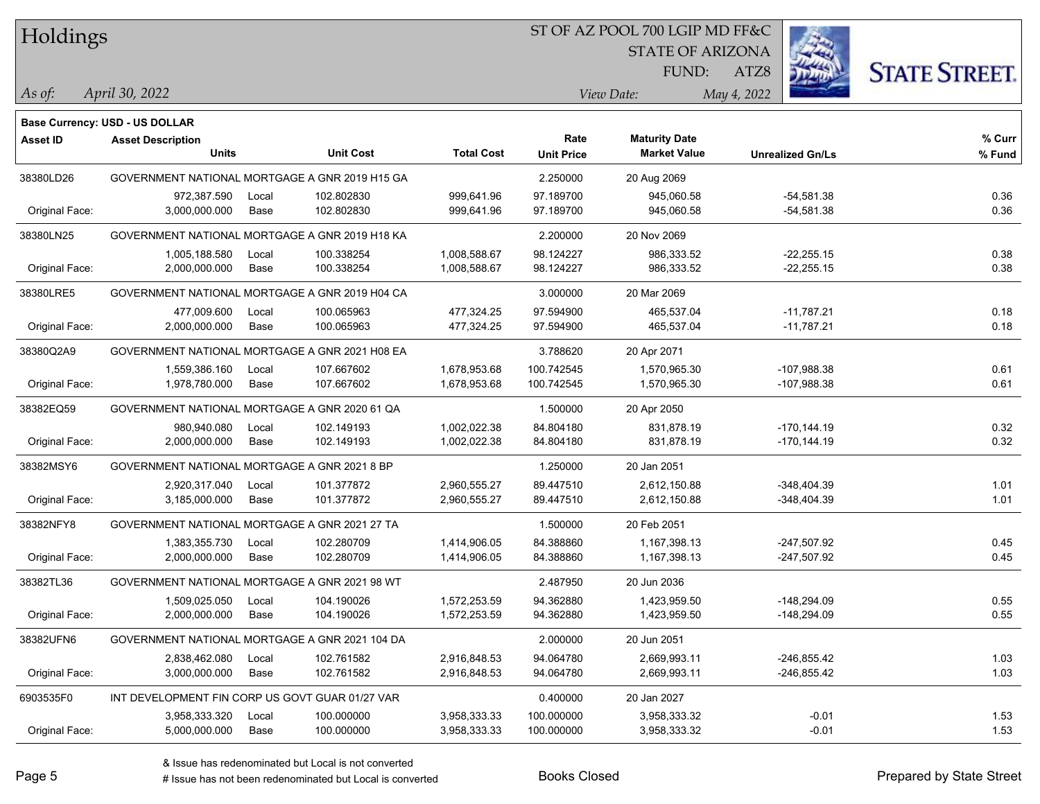# Holdings

ST OF AZ POOL 700 LGIP MD FF&C
STATE OF ARIZONA
FUND: ATZ8

*As of:* *April 30, 2022*
*View Date:* *May 4, 2022*

**Base Currency: USD - US DOLLAR**

| Asset ID | Asset Description / Units | | Unit Cost | Total Cost | Rate / Unit Price | Maturity Date / Market Value | Unrealized Gn/Ls | % Curr / % Fund |
|---|---|---|---|---|---|---|---|---|
| 38380LD26 | GOVERNMENT NATIONAL MORTGAGE A GNR 2019 H15 GA | | | | 2.250000 | 20 Aug 2069 | | |
| | 972,387.590 | Local | 102.802830 | 999,641.96 | 97.189700 | 945,060.58 | -54,581.38 | 0.36 |
| Original Face: | 3,000,000.000 | Base | 102.802830 | 999,641.96 | 97.189700 | 945,060.58 | -54,581.38 | 0.36 |
| 38380LN25 | GOVERNMENT NATIONAL MORTGAGE A GNR 2019 H18 KA | | | | 2.200000 | 20 Nov 2069 | | |
| | 1,005,188.580 | Local | 100.338254 | 1,008,588.67 | 98.124227 | 986,333.52 | -22,255.15 | 0.38 |
| Original Face: | 2,000,000.000 | Base | 100.338254 | 1,008,588.67 | 98.124227 | 986,333.52 | -22,255.15 | 0.38 |
| 38380LRE5 | GOVERNMENT NATIONAL MORTGAGE A GNR 2019 H04 CA | | | | 3.000000 | 20 Mar 2069 | | |
| | 477,009.600 | Local | 100.065963 | 477,324.25 | 97.594900 | 465,537.04 | -11,787.21 | 0.18 |
| Original Face: | 2,000,000.000 | Base | 100.065963 | 477,324.25 | 97.594900 | 465,537.04 | -11,787.21 | 0.18 |
| 38380Q2A9 | GOVERNMENT NATIONAL MORTGAGE A GNR 2021 H08 EA | | | | 3.788620 | 20 Apr 2071 | | |
| | 1,559,386.160 | Local | 107.667602 | 1,678,953.68 | 100.742545 | 1,570,965.30 | -107,988.38 | 0.61 |
| Original Face: | 1,978,780.000 | Base | 107.667602 | 1,678,953.68 | 100.742545 | 1,570,965.30 | -107,988.38 | 0.61 |
| 38382EQ59 | GOVERNMENT NATIONAL MORTGAGE A GNR 2020 61 QA | | | | 1.500000 | 20 Apr 2050 | | |
| | 980,940.080 | Local | 102.149193 | 1,002,022.38 | 84.804180 | 831,878.19 | -170,144.19 | 0.32 |
| Original Face: | 2,000,000.000 | Base | 102.149193 | 1,002,022.38 | 84.804180 | 831,878.19 | -170,144.19 | 0.32 |
| 38382MSY6 | GOVERNMENT NATIONAL MORTGAGE A GNR 2021 8 BP | | | | 1.250000 | 20 Jan 2051 | | |
| | 2,920,317.040 | Local | 101.377872 | 2,960,555.27 | 89.447510 | 2,612,150.88 | -348,404.39 | 1.01 |
| Original Face: | 3,185,000.000 | Base | 101.377872 | 2,960,555.27 | 89.447510 | 2,612,150.88 | -348,404.39 | 1.01 |
| 38382NFY8 | GOVERNMENT NATIONAL MORTGAGE A GNR 2021 27 TA | | | | 1.500000 | 20 Feb 2051 | | |
| | 1,383,355.730 | Local | 102.280709 | 1,414,906.05 | 84.388860 | 1,167,398.13 | -247,507.92 | 0.45 |
| Original Face: | 2,000,000.000 | Base | 102.280709 | 1,414,906.05 | 84.388860 | 1,167,398.13 | -247,507.92 | 0.45 |
| 38382TL36 | GOVERNMENT NATIONAL MORTGAGE A GNR 2021 98 WT | | | | 2.487950 | 20 Jun 2036 | | |
| | 1,509,025.050 | Local | 104.190026 | 1,572,253.59 | 94.362880 | 1,423,959.50 | -148,294.09 | 0.55 |
| Original Face: | 2,000,000.000 | Base | 104.190026 | 1,572,253.59 | 94.362880 | 1,423,959.50 | -148,294.09 | 0.55 |
| 38382UFN6 | GOVERNMENT NATIONAL MORTGAGE A GNR 2021 104 DA | | | | 2.000000 | 20 Jun 2051 | | |
| | 2,838,462.080 | Local | 102.761582 | 2,916,848.53 | 94.064780 | 2,669,993.11 | -246,855.42 | 1.03 |
| Original Face: | 3,000,000.000 | Base | 102.761582 | 2,916,848.53 | 94.064780 | 2,669,993.11 | -246,855.42 | 1.03 |
| 6903535F0 | INT DEVELOPMENT FIN CORP US GOVT GUAR 01/27 VAR | | | | 0.400000 | 20 Jan 2027 | | |
| | 3,958,333.320 | Local | 100.000000 | 3,958,333.33 | 100.000000 | 3,958,333.32 | -0.01 | 1.53 |
| Original Face: | 5,000,000.000 | Base | 100.000000 | 3,958,333.33 | 100.000000 | 3,958,333.32 | -0.01 | 1.53 |

& Issue has redenominated but Local is not converted
# Issue has not been redenominated but Local is converted

Books Closed

Prepared by State Street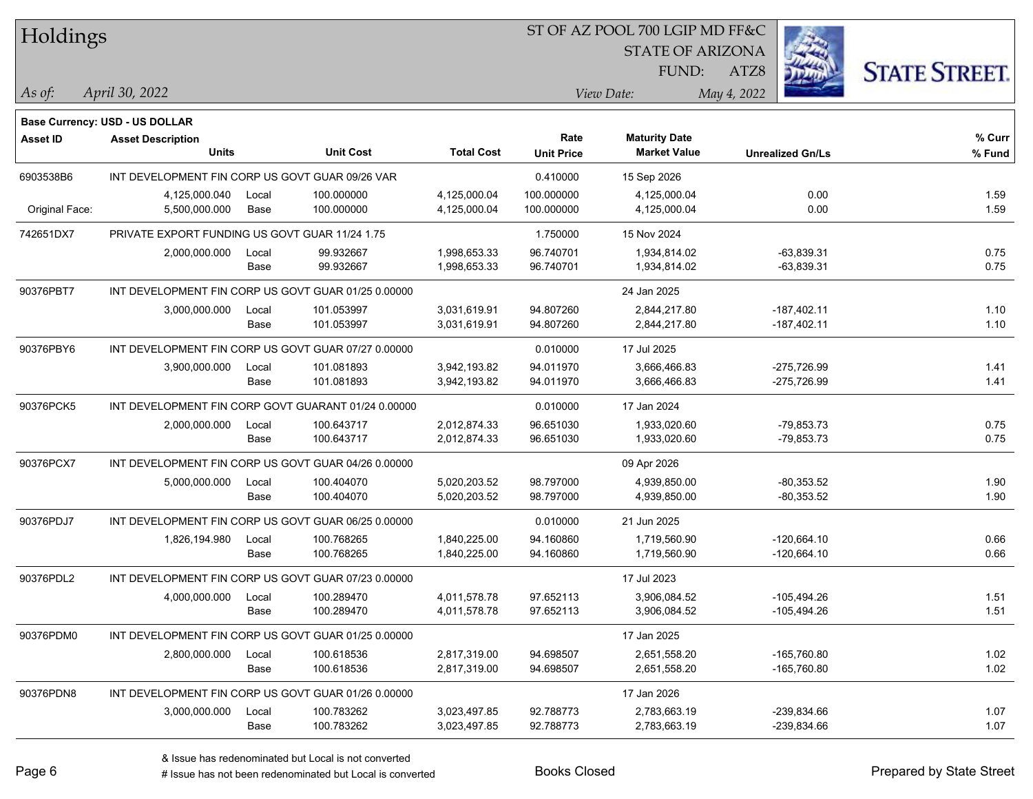# Holdings

ST OF AZ POOL 700 LGIP MD FF&C
STATE OF ARIZONA
FUND: ATZ8

*As of:* *April 30, 2022*

*View Date:* *May 4, 2022*

**Base Currency: USD - US DOLLAR**

| Asset ID | Asset Description / Units | | Unit Cost | Total Cost | Rate / Unit Price | Maturity Date / Market Value | Unrealized Gn/Ls | % Curr / % Fund |
|---|---|---|---|---|---|---|---|---|
| 6903538B6 | INT DEVELOPMENT FIN CORP US GOVT GUAR 09/26 VAR | | | | 0.410000 | 15 Sep 2026 | | |
| | 4,125,000.040 | Local | 100.000000 | 4,125,000.04 | 100.000000 | 4,125,000.04 | 0.00 | 1.59 |
| Original Face: | 5,500,000.000 | Base | 100.000000 | 4,125,000.04 | 100.000000 | 4,125,000.04 | 0.00 | 1.59 |
| 742651DX7 | PRIVATE EXPORT FUNDING US GOVT GUAR 11/24 1.75 | | | | 1.750000 | 15 Nov 2024 | | |
| | 2,000,000.000 | Local | 99.932667 | 1,998,653.33 | 96.740701 | 1,934,814.02 | -63,839.31 | 0.75 |
| | | Base | 99.932667 | 1,998,653.33 | 96.740701 | 1,934,814.02 | -63,839.31 | 0.75 |
| 90376PBT7 | INT DEVELOPMENT FIN CORP US GOVT GUAR 01/25 0.00000 | | | | | 24 Jan 2025 | | |
| | 3,000,000.000 | Local | 101.053997 | 3,031,619.91 | 94.807260 | 2,844,217.80 | -187,402.11 | 1.10 |
| | | Base | 101.053997 | 3,031,619.91 | 94.807260 | 2,844,217.80 | -187,402.11 | 1.10 |
| 90376PBY6 | INT DEVELOPMENT FIN CORP US GOVT GUAR 07/27 0.00000 | | | | 0.010000 | 17 Jul 2025 | | |
| | 3,900,000.000 | Local | 101.081893 | 3,942,193.82 | 94.011970 | 3,666,466.83 | -275,726.99 | 1.41 |
| | | Base | 101.081893 | 3,942,193.82 | 94.011970 | 3,666,466.83 | -275,726.99 | 1.41 |
| 90376PCK5 | INT DEVELOPMENT FIN CORP GOVT GUARANT 01/24 0.00000 | | | | 0.010000 | 17 Jan 2024 | | |
| | 2,000,000.000 | Local | 100.643717 | 2,012,874.33 | 96.651030 | 1,933,020.60 | -79,853.73 | 0.75 |
| | | Base | 100.643717 | 2,012,874.33 | 96.651030 | 1,933,020.60 | -79,853.73 | 0.75 |
| 90376PCX7 | INT DEVELOPMENT FIN CORP US GOVT GUAR 04/26 0.00000 | | | | | 09 Apr 2026 | | |
| | 5,000,000.000 | Local | 100.404070 | 5,020,203.52 | 98.797000 | 4,939,850.00 | -80,353.52 | 1.90 |
| | | Base | 100.404070 | 5,020,203.52 | 98.797000 | 4,939,850.00 | -80,353.52 | 1.90 |
| 90376PDJ7 | INT DEVELOPMENT FIN CORP US GOVT GUAR 06/25 0.00000 | | | | 0.010000 | 21 Jun 2025 | | |
| | 1,826,194.980 | Local | 100.768265 | 1,840,225.00 | 94.160860 | 1,719,560.90 | -120,664.10 | 0.66 |
| | | Base | 100.768265 | 1,840,225.00 | 94.160860 | 1,719,560.90 | -120,664.10 | 0.66 |
| 90376PDL2 | INT DEVELOPMENT FIN CORP US GOVT GUAR 07/23 0.00000 | | | | | 17 Jul 2023 | | |
| | 4,000,000.000 | Local | 100.289470 | 4,011,578.78 | 97.652113 | 3,906,084.52 | -105,494.26 | 1.51 |
| | | Base | 100.289470 | 4,011,578.78 | 97.652113 | 3,906,084.52 | -105,494.26 | 1.51 |
| 90376PDM0 | INT DEVELOPMENT FIN CORP US GOVT GUAR 01/25 0.00000 | | | | | 17 Jan 2025 | | |
| | 2,800,000.000 | Local | 100.618536 | 2,817,319.00 | 94.698507 | 2,651,558.20 | -165,760.80 | 1.02 |
| | | Base | 100.618536 | 2,817,319.00 | 94.698507 | 2,651,558.20 | -165,760.80 | 1.02 |
| 90376PDN8 | INT DEVELOPMENT FIN CORP US GOVT GUAR 01/26 0.00000 | | | | | 17 Jan 2026 | | |
| | 3,000,000.000 | Local | 100.783262 | 3,023,497.85 | 92.788773 | 2,783,663.19 | -239,834.66 | 1.07 |
| | | Base | 100.783262 | 3,023,497.85 | 92.788773 | 2,783,663.19 | -239,834.66 | 1.07 |

& Issue has redenominated but Local is not converted
# Issue has not been redenominated but Local is converted

Books Closed

Prepared by State Street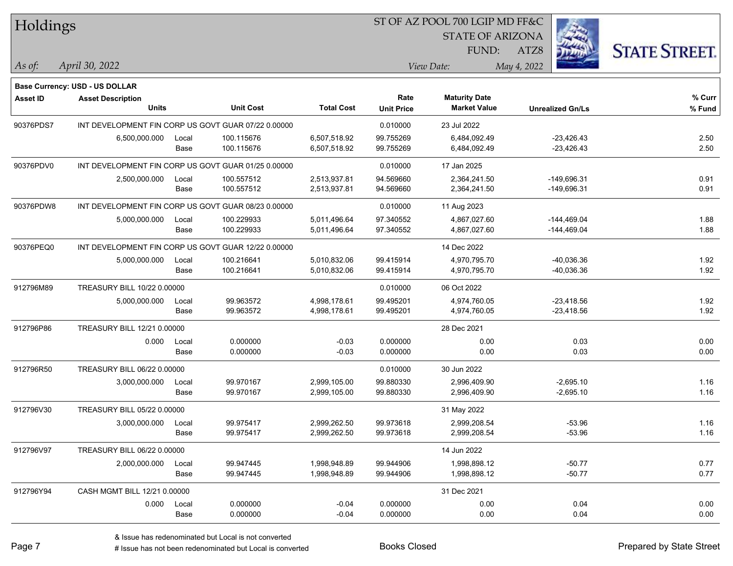# Holdings

ST OF AZ POOL 700 LGIP MD FF&C
STATE OF ARIZONA
FUND: ATZ8

*As of:* *April 30, 2022*

*View Date:* *May 4, 2022*

**Base Currency: USD - US DOLLAR**

| Asset ID | Asset Description / Units | | Unit Cost | Total Cost | Rate / Unit Price | Maturity Date / Market Value | Unrealized Gn/Ls | % Curr / % Fund |
|---|---|---|---|---|---|---|---|---|
| 90376PDS7 | INT DEVELOPMENT FIN CORP US GOVT GUAR 07/22 0.00000 | | | | 0.010000 | 23 Jul 2022 | | |
| | 6,500,000.000 | Local | 100.115676 | 6,507,518.92 | 99.755269 | 6,484,092.49 | -23,426.43 | 2.50 |
| | | Base | 100.115676 | 6,507,518.92 | 99.755269 | 6,484,092.49 | -23,426.43 | 2.50 |
| 90376PDV0 | INT DEVELOPMENT FIN CORP US GOVT GUAR 01/25 0.00000 | | | | 0.010000 | 17 Jan 2025 | | |
| | 2,500,000.000 | Local | 100.557512 | 2,513,937.81 | 94.569660 | 2,364,241.50 | -149,696.31 | 0.91 |
| | | Base | 100.557512 | 2,513,937.81 | 94.569660 | 2,364,241.50 | -149,696.31 | 0.91 |
| 90376PDW8 | INT DEVELOPMENT FIN CORP US GOVT GUAR 08/23 0.00000 | | | | 0.010000 | 11 Aug 2023 | | |
| | 5,000,000.000 | Local | 100.229933 | 5,011,496.64 | 97.340552 | 4,867,027.60 | -144,469.04 | 1.88 |
| | | Base | 100.229933 | 5,011,496.64 | 97.340552 | 4,867,027.60 | -144,469.04 | 1.88 |
| 90376PEQ0 | INT DEVELOPMENT FIN CORP US GOVT GUAR 12/22 0.00000 | | | | | 14 Dec 2022 | | |
| | 5,000,000.000 | Local | 100.216641 | 5,010,832.06 | 99.415914 | 4,970,795.70 | -40,036.36 | 1.92 |
| | | Base | 100.216641 | 5,010,832.06 | 99.415914 | 4,970,795.70 | -40,036.36 | 1.92 |
| 912796M89 | TREASURY BILL 10/22 0.00000 | | | | 0.010000 | 06 Oct 2022 | | |
| | 5,000,000.000 | Local | 99.963572 | 4,998,178.61 | 99.495201 | 4,974,760.05 | -23,418.56 | 1.92 |
| | | Base | 99.963572 | 4,998,178.61 | 99.495201 | 4,974,760.05 | -23,418.56 | 1.92 |
| 912796P86 | TREASURY BILL 12/21 0.00000 | | | | | 28 Dec 2021 | | |
| | 0.000 | Local | 0.000000 | -0.03 | 0.000000 | 0.00 | 0.03 | 0.00 |
| | | Base | 0.000000 | -0.03 | 0.000000 | 0.00 | 0.03 | 0.00 |
| 912796R50 | TREASURY BILL 06/22 0.00000 | | | | 0.010000 | 30 Jun 2022 | | |
| | 3,000,000.000 | Local | 99.970167 | 2,999,105.00 | 99.880330 | 2,996,409.90 | -2,695.10 | 1.16 |
| | | Base | 99.970167 | 2,999,105.00 | 99.880330 | 2,996,409.90 | -2,695.10 | 1.16 |
| 912796V30 | TREASURY BILL 05/22 0.00000 | | | | | 31 May 2022 | | |
| | 3,000,000.000 | Local | 99.975417 | 2,999,262.50 | 99.973618 | 2,999,208.54 | -53.96 | 1.16 |
| | | Base | 99.975417 | 2,999,262.50 | 99.973618 | 2,999,208.54 | -53.96 | 1.16 |
| 912796V97 | TREASURY BILL 06/22 0.00000 | | | | | 14 Jun 2022 | | |
| | 2,000,000.000 | Local | 99.947445 | 1,998,948.89 | 99.944906 | 1,998,898.12 | -50.77 | 0.77 |
| | | Base | 99.947445 | 1,998,948.89 | 99.944906 | 1,998,898.12 | -50.77 | 0.77 |
| 912796Y94 | CASH MGMT BILL 12/21 0.00000 | | | | | 31 Dec 2021 | | |
| | 0.000 | Local | 0.000000 | -0.04 | 0.000000 | 0.00 | 0.04 | 0.00 |
| | | Base | 0.000000 | -0.04 | 0.000000 | 0.00 | 0.04 | 0.00 |

& Issue has redenominated but Local is not converted
# Issue has not been redenominated but Local is converted

Books Closed

Prepared by State Street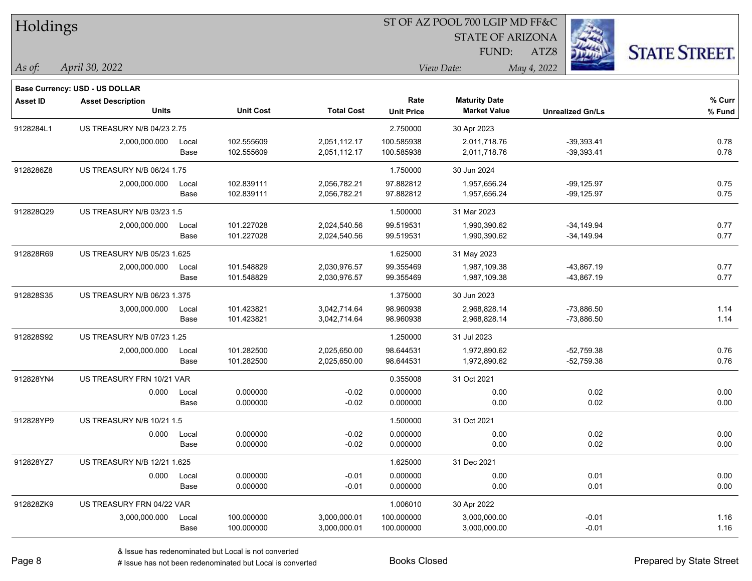# Holdings

ST OF AZ POOL 700 LGIP MD FF&C
STATE OF ARIZONA
FUND: ATZ8

*As of:* *April 30, 2022*

*View Date:* *May 4, 2022*

**Base Currency: USD - US DOLLAR**

| Asset ID | Asset Description / Units | | Unit Cost | Total Cost | Rate / Unit Price | Maturity Date / Market Value | Unrealized Gn/Ls | % Curr / % Fund |
|---|---|---|---|---|---|---|---|---|
| 9128284L1 | US TREASURY N/B 04/23 2.75 | | | | 2.750000 | 30 Apr 2023 | | |
| | 2,000,000.000 | Local | 102.555609 | 2,051,112.17 | 100.585938 | 2,011,718.76 | -39,393.41 | 0.78 |
| | | Base | 102.555609 | 2,051,112.17 | 100.585938 | 2,011,718.76 | -39,393.41 | 0.78 |
| 9128286Z8 | US TREASURY N/B 06/24 1.75 | | | | 1.750000 | 30 Jun 2024 | | |
| | 2,000,000.000 | Local | 102.839111 | 2,056,782.21 | 97.882812 | 1,957,656.24 | -99,125.97 | 0.75 |
| | | Base | 102.839111 | 2,056,782.21 | 97.882812 | 1,957,656.24 | -99,125.97 | 0.75 |
| 912828Q29 | US TREASURY N/B 03/23 1.5 | | | | 1.500000 | 31 Mar 2023 | | |
| | 2,000,000.000 | Local | 101.227028 | 2,024,540.56 | 99.519531 | 1,990,390.62 | -34,149.94 | 0.77 |
| | | Base | 101.227028 | 2,024,540.56 | 99.519531 | 1,990,390.62 | -34,149.94 | 0.77 |
| 912828R69 | US TREASURY N/B 05/23 1.625 | | | | 1.625000 | 31 May 2023 | | |
| | 2,000,000.000 | Local | 101.548829 | 2,030,976.57 | 99.355469 | 1,987,109.38 | -43,867.19 | 0.77 |
| | | Base | 101.548829 | 2,030,976.57 | 99.355469 | 1,987,109.38 | -43,867.19 | 0.77 |
| 912828S35 | US TREASURY N/B 06/23 1.375 | | | | 1.375000 | 30 Jun 2023 | | |
| | 3,000,000.000 | Local | 101.423821 | 3,042,714.64 | 98.960938 | 2,968,828.14 | -73,886.50 | 1.14 |
| | | Base | 101.423821 | 3,042,714.64 | 98.960938 | 2,968,828.14 | -73,886.50 | 1.14 |
| 912828S92 | US TREASURY N/B 07/23 1.25 | | | | 1.250000 | 31 Jul 2023 | | |
| | 2,000,000.000 | Local | 101.282500 | 2,025,650.00 | 98.644531 | 1,972,890.62 | -52,759.38 | 0.76 |
| | | Base | 101.282500 | 2,025,650.00 | 98.644531 | 1,972,890.62 | -52,759.38 | 0.76 |
| 912828YN4 | US TREASURY FRN 10/21 VAR | | | | 0.355008 | 31 Oct 2021 | | |
| | 0.000 | Local | 0.000000 | -0.02 | 0.000000 | 0.00 | 0.02 | 0.00 |
| | | Base | 0.000000 | -0.02 | 0.000000 | 0.00 | 0.02 | 0.00 |
| 912828YP9 | US TREASURY N/B 10/21 1.5 | | | | 1.500000 | 31 Oct 2021 | | |
| | 0.000 | Local | 0.000000 | -0.02 | 0.000000 | 0.00 | 0.02 | 0.00 |
| | | Base | 0.000000 | -0.02 | 0.000000 | 0.00 | 0.02 | 0.00 |
| 912828YZ7 | US TREASURY N/B 12/21 1.625 | | | | 1.625000 | 31 Dec 2021 | | |
| | 0.000 | Local | 0.000000 | -0.01 | 0.000000 | 0.00 | 0.01 | 0.00 |
| | | Base | 0.000000 | -0.01 | 0.000000 | 0.00 | 0.01 | 0.00 |
| 912828ZK9 | US TREASURY FRN 04/22 VAR | | | | 1.006010 | 30 Apr 2022 | | |
| | 3,000,000.000 | Local | 100.000000 | 3,000,000.01 | 100.000000 | 3,000,000.00 | -0.01 | 1.16 |
| | | Base | 100.000000 | 3,000,000.01 | 100.000000 | 3,000,000.00 | -0.01 | 1.16 |

& Issue has redenominated but Local is not converted
# Issue has not been redenominated but Local is converted

Books Closed

Prepared by State Street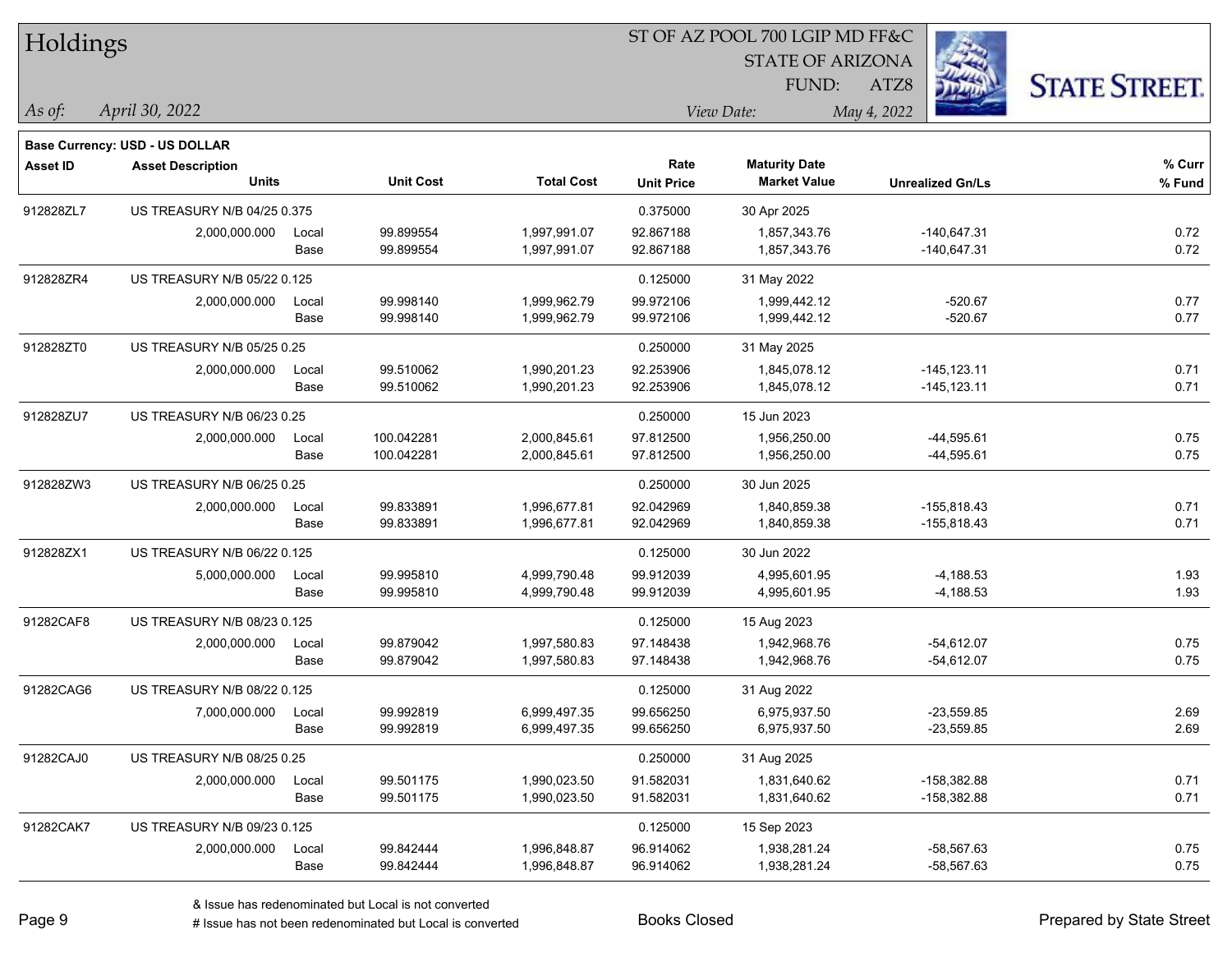# Holdings

ST OF AZ POOL 700 LGIP MD FF&C
STATE OF ARIZONA
FUND: ATZ8

*As of:* *April 30, 2022*

*View Date:* *May 4, 2022*

**Base Currency: USD - US DOLLAR**

| Asset ID | Asset Description / Units | | Unit Cost | Total Cost | Rate / Unit Price | Maturity Date / Market Value | Unrealized Gn/Ls | % Curr / % Fund |
|---|---|---|---|---|---|---|---|---|
| 912828ZL7 | US TREASURY N/B 04/25 0.375 | | | | 0.375000 | 30 Apr 2025 | | |
| | 2,000,000.000 | Local | 99.899554 | 1,997,991.07 | 92.867188 | 1,857,343.76 | -140,647.31 | 0.72 |
| | | Base | 99.899554 | 1,997,991.07 | 92.867188 | 1,857,343.76 | -140,647.31 | 0.72 |
| 912828ZR4 | US TREASURY N/B 05/22 0.125 | | | | 0.125000 | 31 May 2022 | | |
| | 2,000,000.000 | Local | 99.998140 | 1,999,962.79 | 99.972106 | 1,999,442.12 | -520.67 | 0.77 |
| | | Base | 99.998140 | 1,999,962.79 | 99.972106 | 1,999,442.12 | -520.67 | 0.77 |
| 912828ZT0 | US TREASURY N/B 05/25 0.25 | | | | 0.250000 | 31 May 2025 | | |
| | 2,000,000.000 | Local | 99.510062 | 1,990,201.23 | 92.253906 | 1,845,078.12 | -145,123.11 | 0.71 |
| | | Base | 99.510062 | 1,990,201.23 | 92.253906 | 1,845,078.12 | -145,123.11 | 0.71 |
| 912828ZU7 | US TREASURY N/B 06/23 0.25 | | | | 0.250000 | 15 Jun 2023 | | |
| | 2,000,000.000 | Local | 100.042281 | 2,000,845.61 | 97.812500 | 1,956,250.00 | -44,595.61 | 0.75 |
| | | Base | 100.042281 | 2,000,845.61 | 97.812500 | 1,956,250.00 | -44,595.61 | 0.75 |
| 912828ZW3 | US TREASURY N/B 06/25 0.25 | | | | 0.250000 | 30 Jun 2025 | | |
| | 2,000,000.000 | Local | 99.833891 | 1,996,677.81 | 92.042969 | 1,840,859.38 | -155,818.43 | 0.71 |
| | | Base | 99.833891 | 1,996,677.81 | 92.042969 | 1,840,859.38 | -155,818.43 | 0.71 |
| 912828ZX1 | US TREASURY N/B 06/22 0.125 | | | | 0.125000 | 30 Jun 2022 | | |
| | 5,000,000.000 | Local | 99.995810 | 4,999,790.48 | 99.912039 | 4,995,601.95 | -4,188.53 | 1.93 |
| | | Base | 99.995810 | 4,999,790.48 | 99.912039 | 4,995,601.95 | -4,188.53 | 1.93 |
| 91282CAF8 | US TREASURY N/B 08/23 0.125 | | | | 0.125000 | 15 Aug 2023 | | |
| | 2,000,000.000 | Local | 99.879042 | 1,997,580.83 | 97.148438 | 1,942,968.76 | -54,612.07 | 0.75 |
| | | Base | 99.879042 | 1,997,580.83 | 97.148438 | 1,942,968.76 | -54,612.07 | 0.75 |
| 91282CAG6 | US TREASURY N/B 08/22 0.125 | | | | 0.125000 | 31 Aug 2022 | | |
| | 7,000,000.000 | Local | 99.992819 | 6,999,497.35 | 99.656250 | 6,975,937.50 | -23,559.85 | 2.69 |
| | | Base | 99.992819 | 6,999,497.35 | 99.656250 | 6,975,937.50 | -23,559.85 | 2.69 |
| 91282CAJ0 | US TREASURY N/B 08/25 0.25 | | | | 0.250000 | 31 Aug 2025 | | |
| | 2,000,000.000 | Local | 99.501175 | 1,990,023.50 | 91.582031 | 1,831,640.62 | -158,382.88 | 0.71 |
| | | Base | 99.501175 | 1,990,023.50 | 91.582031 | 1,831,640.62 | -158,382.88 | 0.71 |
| 91282CAK7 | US TREASURY N/B 09/23 0.125 | | | | 0.125000 | 15 Sep 2023 | | |
| | 2,000,000.000 | Local | 99.842444 | 1,996,848.87 | 96.914062 | 1,938,281.24 | -58,567.63 | 0.75 |
| | | Base | 99.842444 | 1,996,848.87 | 96.914062 | 1,938,281.24 | -58,567.63 | 0.75 |

& Issue has redenominated but Local is not converted
# Issue has not been redenominated but Local is converted

Books Closed

Prepared by State Street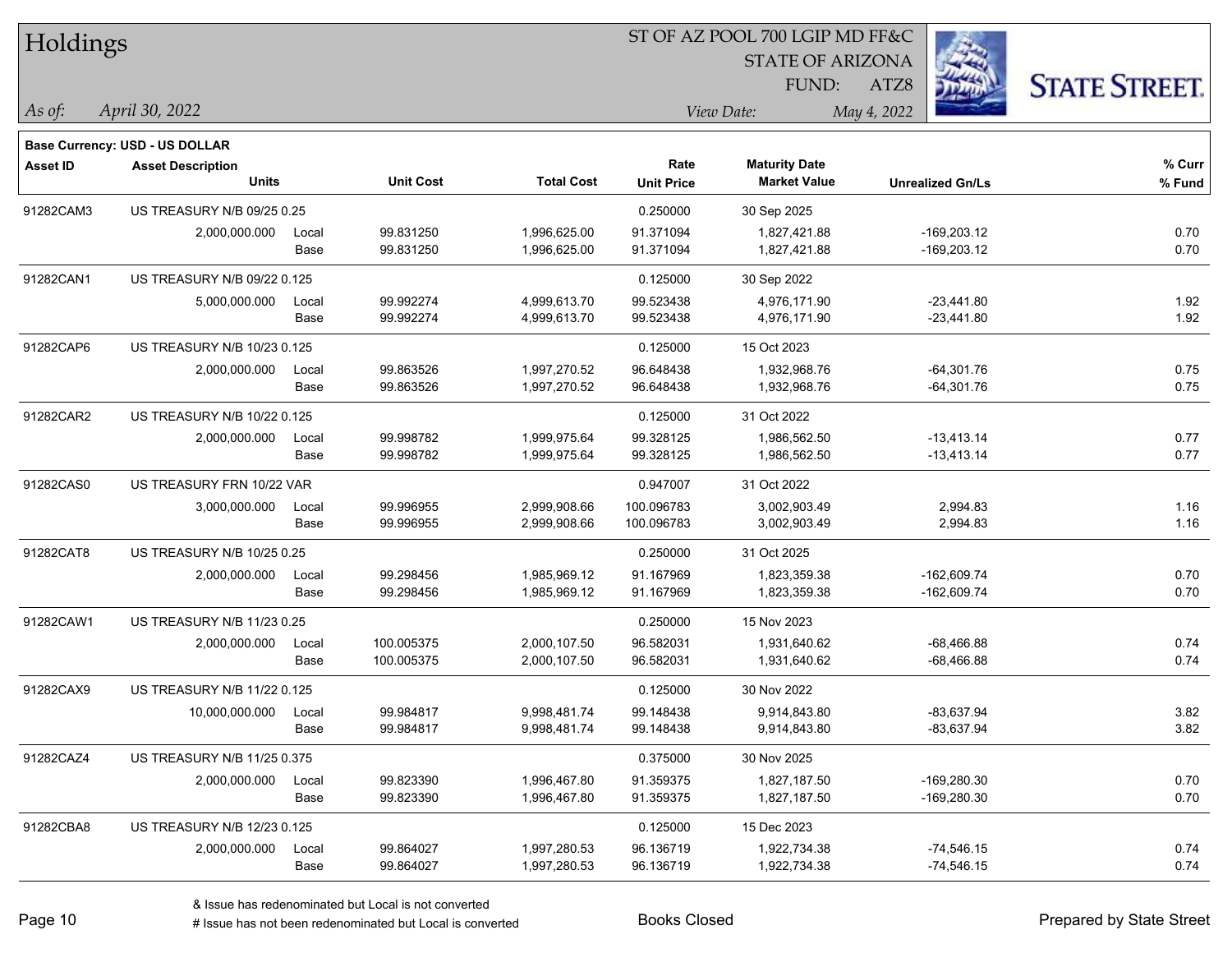# Holdings

ST OF AZ POOL 700 LGIP MD FF&C
STATE OF ARIZONA
FUND: ATZ8

*As of:* *April 30, 2022*

*View Date:* *May 4, 2022*

**Base Currency: USD - US DOLLAR**

| Asset ID | Asset Description / Units | | Unit Cost | Total Cost | Rate / Unit Price | Maturity Date / Market Value | Unrealized Gn/Ls | % Curr / % Fund |
|---|---|---|---|---|---|---|---|---|
| 91282CAM3 | US TREASURY N/B 09/25 0.25 | | | | 0.250000 | 30 Sep 2025 | | |
| | 2,000,000.000 | Local | 99.831250 | 1,996,625.00 | 91.371094 | 1,827,421.88 | -169,203.12 | 0.70 |
| | | Base | 99.831250 | 1,996,625.00 | 91.371094 | 1,827,421.88 | -169,203.12 | 0.70 |
| 91282CAN1 | US TREASURY N/B 09/22 0.125 | | | | 0.125000 | 30 Sep 2022 | | |
| | 5,000,000.000 | Local | 99.992274 | 4,999,613.70 | 99.523438 | 4,976,171.90 | -23,441.80 | 1.92 |
| | | Base | 99.992274 | 4,999,613.70 | 99.523438 | 4,976,171.90 | -23,441.80 | 1.92 |
| 91282CAP6 | US TREASURY N/B 10/23 0.125 | | | | 0.125000 | 15 Oct 2023 | | |
| | 2,000,000.000 | Local | 99.863526 | 1,997,270.52 | 96.648438 | 1,932,968.76 | -64,301.76 | 0.75 |
| | | Base | 99.863526 | 1,997,270.52 | 96.648438 | 1,932,968.76 | -64,301.76 | 0.75 |
| 91282CAR2 | US TREASURY N/B 10/22 0.125 | | | | 0.125000 | 31 Oct 2022 | | |
| | 2,000,000.000 | Local | 99.998782 | 1,999,975.64 | 99.328125 | 1,986,562.50 | -13,413.14 | 0.77 |
| | | Base | 99.998782 | 1,999,975.64 | 99.328125 | 1,986,562.50 | -13,413.14 | 0.77 |
| 91282CAS0 | US TREASURY FRN 10/22 VAR | | | | 0.947007 | 31 Oct 2022 | | |
| | 3,000,000.000 | Local | 99.996955 | 2,999,908.66 | 100.096783 | 3,002,903.49 | 2,994.83 | 1.16 |
| | | Base | 99.996955 | 2,999,908.66 | 100.096783 | 3,002,903.49 | 2,994.83 | 1.16 |
| 91282CAT8 | US TREASURY N/B 10/25 0.25 | | | | 0.250000 | 31 Oct 2025 | | |
| | 2,000,000.000 | Local | 99.298456 | 1,985,969.12 | 91.167969 | 1,823,359.38 | -162,609.74 | 0.70 |
| | | Base | 99.298456 | 1,985,969.12 | 91.167969 | 1,823,359.38 | -162,609.74 | 0.70 |
| 91282CAW1 | US TREASURY N/B 11/23 0.25 | | | | 0.250000 | 15 Nov 2023 | | |
| | 2,000,000.000 | Local | 100.005375 | 2,000,107.50 | 96.582031 | 1,931,640.62 | -68,466.88 | 0.74 |
| | | Base | 100.005375 | 2,000,107.50 | 96.582031 | 1,931,640.62 | -68,466.88 | 0.74 |
| 91282CAX9 | US TREASURY N/B 11/22 0.125 | | | | 0.125000 | 30 Nov 2022 | | |
| | 10,000,000.000 | Local | 99.984817 | 9,998,481.74 | 99.148438 | 9,914,843.80 | -83,637.94 | 3.82 |
| | | Base | 99.984817 | 9,998,481.74 | 99.148438 | 9,914,843.80 | -83,637.94 | 3.82 |
| 91282CAZ4 | US TREASURY N/B 11/25 0.375 | | | | 0.375000 | 30 Nov 2025 | | |
| | 2,000,000.000 | Local | 99.823390 | 1,996,467.80 | 91.359375 | 1,827,187.50 | -169,280.30 | 0.70 |
| | | Base | 99.823390 | 1,996,467.80 | 91.359375 | 1,827,187.50 | -169,280.30 | 0.70 |
| 91282CBA8 | US TREASURY N/B 12/23 0.125 | | | | 0.125000 | 15 Dec 2023 | | |
| | 2,000,000.000 | Local | 99.864027 | 1,997,280.53 | 96.136719 | 1,922,734.38 | -74,546.15 | 0.74 |
| | | Base | 99.864027 | 1,997,280.53 | 96.136719 | 1,922,734.38 | -74,546.15 | 0.74 |

& Issue has redenominated but Local is not converted
# Issue has not been redenominated but Local is converted

Books Closed

Prepared by State Street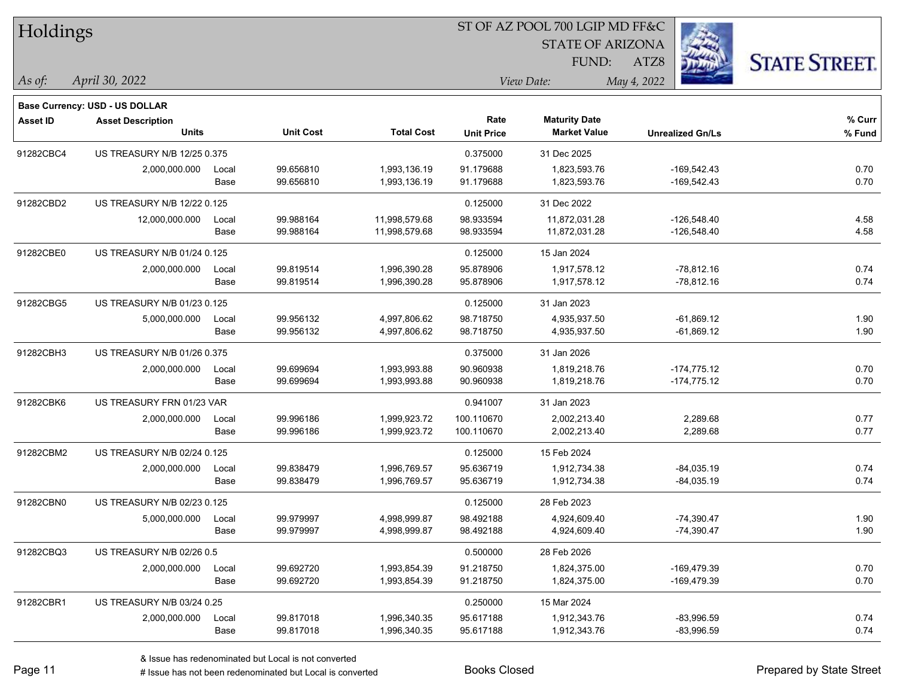# Holdings

ST OF AZ POOL 700 LGIP MD FF&C
STATE OF ARIZONA
FUND: ATZ8

*As of:* *April 30, 2022*
*View Date:* *May 4, 2022*

**Base Currency: USD - US DOLLAR**

| Asset ID | Asset Description / Units | | Unit Cost | Total Cost | Rate / Unit Price | Maturity Date / Market Value | Unrealized Gn/Ls | % Curr / % Fund |
|---|---|---|---|---|---|---|---|---|
| 91282CBC4 | US TREASURY N/B 12/25 0.375 | | | | 0.375000 | 31 Dec 2025 | | |
| | 2,000,000.000 | Local | 99.656810 | 1,993,136.19 | 91.179688 | 1,823,593.76 | -169,542.43 | 0.70 |
| | | Base | 99.656810 | 1,993,136.19 | 91.179688 | 1,823,593.76 | -169,542.43 | 0.70 |
| 91282CBD2 | US TREASURY N/B 12/22 0.125 | | | | 0.125000 | 31 Dec 2022 | | |
| | 12,000,000.000 | Local | 99.988164 | 11,998,579.68 | 98.933594 | 11,872,031.28 | -126,548.40 | 4.58 |
| | | Base | 99.988164 | 11,998,579.68 | 98.933594 | 11,872,031.28 | -126,548.40 | 4.58 |
| 91282CBE0 | US TREASURY N/B 01/24 0.125 | | | | 0.125000 | 15 Jan 2024 | | |
| | 2,000,000.000 | Local | 99.819514 | 1,996,390.28 | 95.878906 | 1,917,578.12 | -78,812.16 | 0.74 |
| | | Base | 99.819514 | 1,996,390.28 | 95.878906 | 1,917,578.12 | -78,812.16 | 0.74 |
| 91282CBG5 | US TREASURY N/B 01/23 0.125 | | | | 0.125000 | 31 Jan 2023 | | |
| | 5,000,000.000 | Local | 99.956132 | 4,997,806.62 | 98.718750 | 4,935,937.50 | -61,869.12 | 1.90 |
| | | Base | 99.956132 | 4,997,806.62 | 98.718750 | 4,935,937.50 | -61,869.12 | 1.90 |
| 91282CBH3 | US TREASURY N/B 01/26 0.375 | | | | 0.375000 | 31 Jan 2026 | | |
| | 2,000,000.000 | Local | 99.699694 | 1,993,993.88 | 90.960938 | 1,819,218.76 | -174,775.12 | 0.70 |
| | | Base | 99.699694 | 1,993,993.88 | 90.960938 | 1,819,218.76 | -174,775.12 | 0.70 |
| 91282CBK6 | US TREASURY FRN 01/23 VAR | | | | 0.941007 | 31 Jan 2023 | | |
| | 2,000,000.000 | Local | 99.996186 | 1,999,923.72 | 100.110670 | 2,002,213.40 | 2,289.68 | 0.77 |
| | | Base | 99.996186 | 1,999,923.72 | 100.110670 | 2,002,213.40 | 2,289.68 | 0.77 |
| 91282CBM2 | US TREASURY N/B 02/24 0.125 | | | | 0.125000 | 15 Feb 2024 | | |
| | 2,000,000.000 | Local | 99.838479 | 1,996,769.57 | 95.636719 | 1,912,734.38 | -84,035.19 | 0.74 |
| | | Base | 99.838479 | 1,996,769.57 | 95.636719 | 1,912,734.38 | -84,035.19 | 0.74 |
| 91282CBN0 | US TREASURY N/B 02/23 0.125 | | | | 0.125000 | 28 Feb 2023 | | |
| | 5,000,000.000 | Local | 99.979997 | 4,998,999.87 | 98.492188 | 4,924,609.40 | -74,390.47 | 1.90 |
| | | Base | 99.979997 | 4,998,999.87 | 98.492188 | 4,924,609.40 | -74,390.47 | 1.90 |
| 91282CBQ3 | US TREASURY N/B 02/26 0.5 | | | | 0.500000 | 28 Feb 2026 | | |
| | 2,000,000.000 | Local | 99.692720 | 1,993,854.39 | 91.218750 | 1,824,375.00 | -169,479.39 | 0.70 |
| | | Base | 99.692720 | 1,993,854.39 | 91.218750 | 1,824,375.00 | -169,479.39 | 0.70 |
| 91282CBR1 | US TREASURY N/B 03/24 0.25 | | | | 0.250000 | 15 Mar 2024 | | |
| | 2,000,000.000 | Local | 99.817018 | 1,996,340.35 | 95.617188 | 1,912,343.76 | -83,996.59 | 0.74 |
| | | Base | 99.817018 | 1,996,340.35 | 95.617188 | 1,912,343.76 | -83,996.59 | 0.74 |

& Issue has redenominated but Local is not converted
# Issue has not been redenominated but Local is converted

Books Closed

Prepared by State Street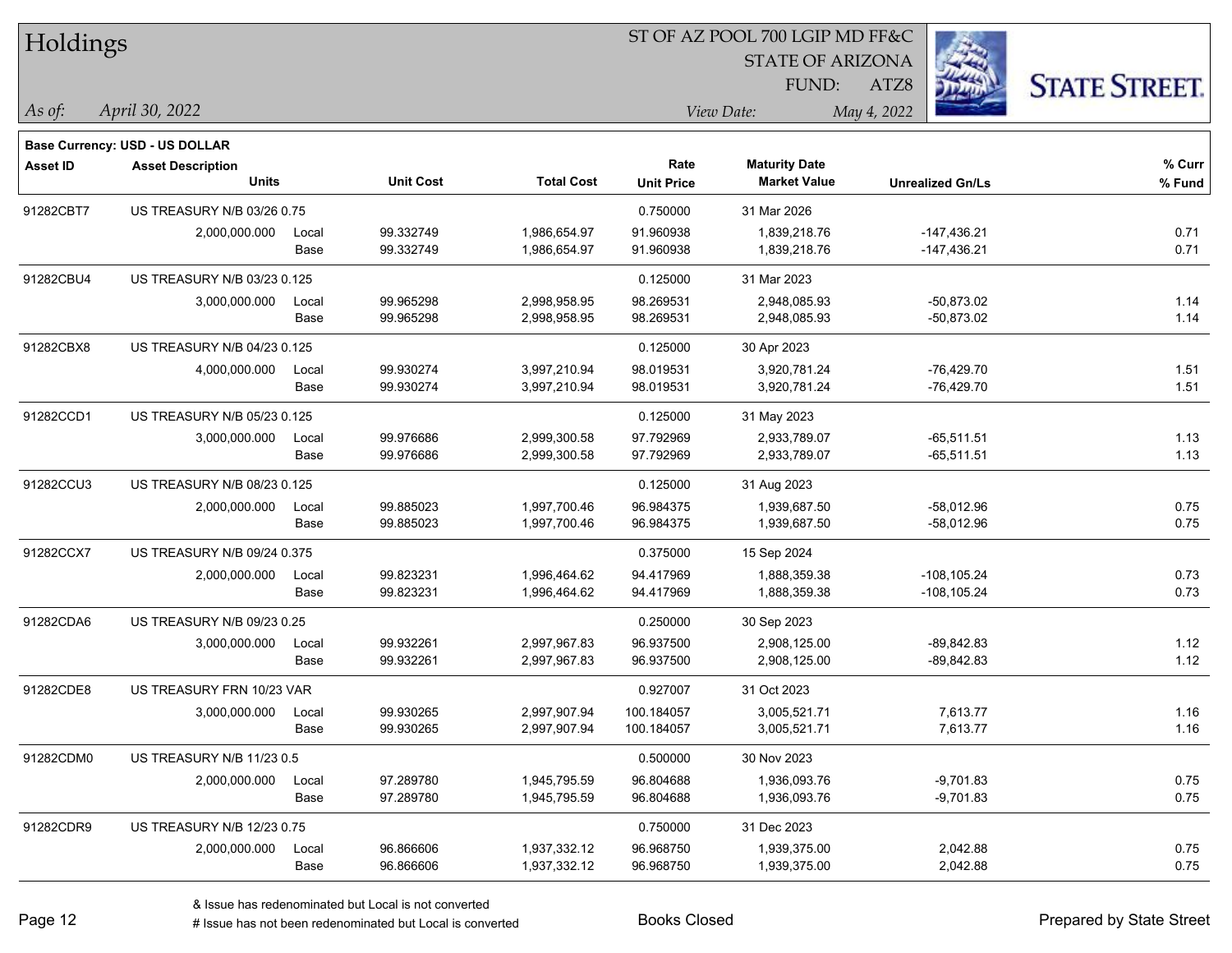# Holdings

ST OF AZ POOL 700 LGIP MD FF&C
STATE OF ARIZONA
FUND: ATZ8

*As of:* *April 30, 2022*
*View Date:* *May 4, 2022*

**Base Currency: USD - US DOLLAR**

| Asset ID | Asset Description / Units | | Unit Cost | Total Cost | Rate / Unit Price | Maturity Date / Market Value | Unrealized Gn/Ls | % Curr / % Fund |
|---|---|---|---|---|---|---|---|---|
| 91282CBT7 | US TREASURY N/B 03/26 0.75 | | | | 0.750000 | 31 Mar 2026 | | |
| | 2,000,000.000 | Local | 99.332749 | 1,986,654.97 | 91.960938 | 1,839,218.76 | -147,436.21 | 0.71 |
| | | Base | 99.332749 | 1,986,654.97 | 91.960938 | 1,839,218.76 | -147,436.21 | 0.71 |
| 91282CBU4 | US TREASURY N/B 03/23 0.125 | | | | 0.125000 | 31 Mar 2023 | | |
| | 3,000,000.000 | Local | 99.965298 | 2,998,958.95 | 98.269531 | 2,948,085.93 | -50,873.02 | 1.14 |
| | | Base | 99.965298 | 2,998,958.95 | 98.269531 | 2,948,085.93 | -50,873.02 | 1.14 |
| 91282CBX8 | US TREASURY N/B 04/23 0.125 | | | | 0.125000 | 30 Apr 2023 | | |
| | 4,000,000.000 | Local | 99.930274 | 3,997,210.94 | 98.019531 | 3,920,781.24 | -76,429.70 | 1.51 |
| | | Base | 99.930274 | 3,997,210.94 | 98.019531 | 3,920,781.24 | -76,429.70 | 1.51 |
| 91282CCD1 | US TREASURY N/B 05/23 0.125 | | | | 0.125000 | 31 May 2023 | | |
| | 3,000,000.000 | Local | 99.976686 | 2,999,300.58 | 97.792969 | 2,933,789.07 | -65,511.51 | 1.13 |
| | | Base | 99.976686 | 2,999,300.58 | 97.792969 | 2,933,789.07 | -65,511.51 | 1.13 |
| 91282CCU3 | US TREASURY N/B 08/23 0.125 | | | | 0.125000 | 31 Aug 2023 | | |
| | 2,000,000.000 | Local | 99.885023 | 1,997,700.46 | 96.984375 | 1,939,687.50 | -58,012.96 | 0.75 |
| | | Base | 99.885023 | 1,997,700.46 | 96.984375 | 1,939,687.50 | -58,012.96 | 0.75 |
| 91282CCX7 | US TREASURY N/B 09/24 0.375 | | | | 0.375000 | 15 Sep 2024 | | |
| | 2,000,000.000 | Local | 99.823231 | 1,996,464.62 | 94.417969 | 1,888,359.38 | -108,105.24 | 0.73 |
| | | Base | 99.823231 | 1,996,464.62 | 94.417969 | 1,888,359.38 | -108,105.24 | 0.73 |
| 91282CDA6 | US TREASURY N/B 09/23 0.25 | | | | 0.250000 | 30 Sep 2023 | | |
| | 3,000,000.000 | Local | 99.932261 | 2,997,967.83 | 96.937500 | 2,908,125.00 | -89,842.83 | 1.12 |
| | | Base | 99.932261 | 2,997,967.83 | 96.937500 | 2,908,125.00 | -89,842.83 | 1.12 |
| 91282CDE8 | US TREASURY FRN 10/23 VAR | | | | 0.927007 | 31 Oct 2023 | | |
| | 3,000,000.000 | Local | 99.930265 | 2,997,907.94 | 100.184057 | 3,005,521.71 | 7,613.77 | 1.16 |
| | | Base | 99.930265 | 2,997,907.94 | 100.184057 | 3,005,521.71 | 7,613.77 | 1.16 |
| 91282CDM0 | US TREASURY N/B 11/23 0.5 | | | | 0.500000 | 30 Nov 2023 | | |
| | 2,000,000.000 | Local | 97.289780 | 1,945,795.59 | 96.804688 | 1,936,093.76 | -9,701.83 | 0.75 |
| | | Base | 97.289780 | 1,945,795.59 | 96.804688 | 1,936,093.76 | -9,701.83 | 0.75 |
| 91282CDR9 | US TREASURY N/B 12/23 0.75 | | | | 0.750000 | 31 Dec 2023 | | |
| | 2,000,000.000 | Local | 96.866606 | 1,937,332.12 | 96.968750 | 1,939,375.00 | 2,042.88 | 0.75 |
| | | Base | 96.866606 | 1,937,332.12 | 96.968750 | 1,939,375.00 | 2,042.88 | 0.75 |

& Issue has redenominated but Local is not converted
# Issue has not been redenominated but Local is converted

Books Closed

Prepared by State Street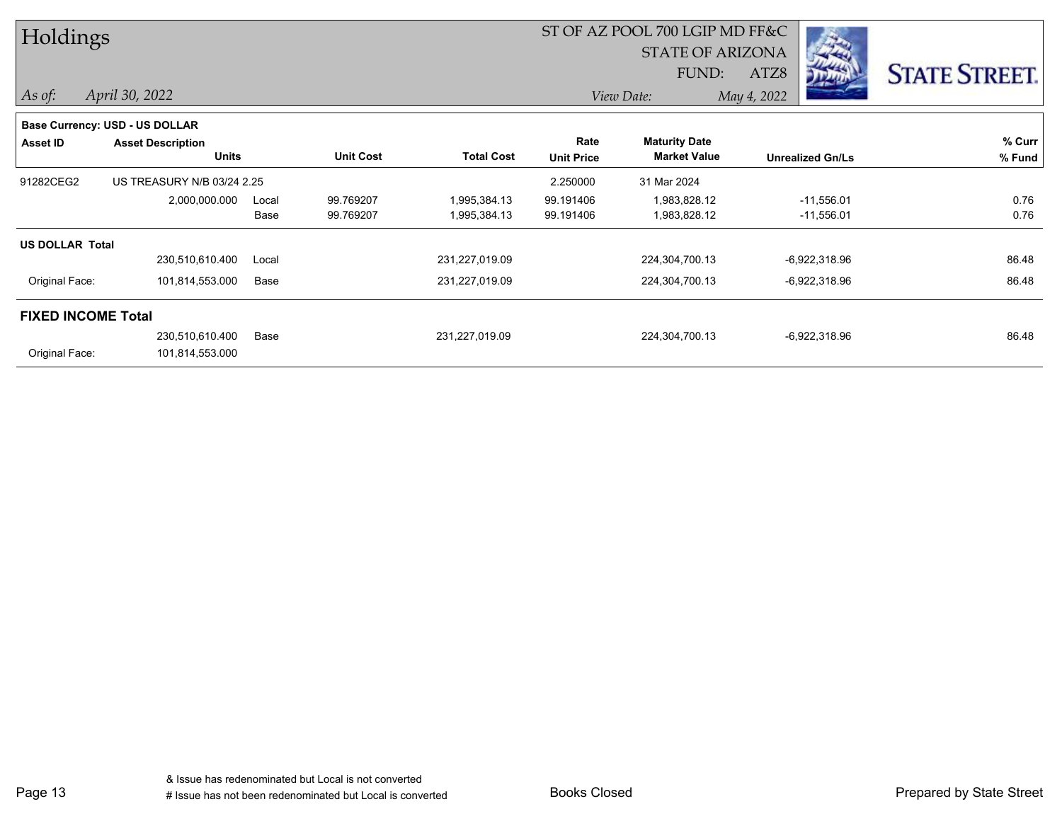# Holdings

ST OF AZ POOL 700 LGIP MD FF&C
STATE OF ARIZONA
FUND: ATZ8

*As of:* *April 30, 2022*
*View Date:* *May 4, 2022*

**Base Currency: USD - US DOLLAR**

| Asset ID | Asset Description / Units | | Unit Cost | Total Cost | Rate / Unit Price | Maturity Date / Market Value | Unrealized Gn/Ls | % Curr / % Fund |
|---|---|---|---|---|---|---|---|---|
| 91282CEG2 | US TREASURY N/B 03/24 2.25 | | | | 2.250000 | 31 Mar 2024 | | |
| | 2,000,000.000 | Local | 99.769207 | 1,995,384.13 | 99.191406 | 1,983,828.12 | -11,556.01 | 0.76 |
| | | Base | 99.769207 | 1,995,384.13 | 99.191406 | 1,983,828.12 | -11,556.01 | 0.76 |
| **US DOLLAR Total** | | | | | | | | |
| | 230,510,610.400 | Local | | 231,227,019.09 | | 224,304,700.13 | -6,922,318.96 | 86.48 |
| Original Face: | 101,814,553.000 | Base | | 231,227,019.09 | | 224,304,700.13 | -6,922,318.96 | 86.48 |
| **FIXED INCOME Total** | | | | | | | | |
| | 230,510,610.400 | Base | | 231,227,019.09 | | 224,304,700.13 | -6,922,318.96 | 86.48 |
| Original Face: | 101,814,553.000 | | | | | | | |

& Issue has redenominated but Local is not converted
# Issue has not been redenominated but Local is converted

Books Closed

Prepared by State Street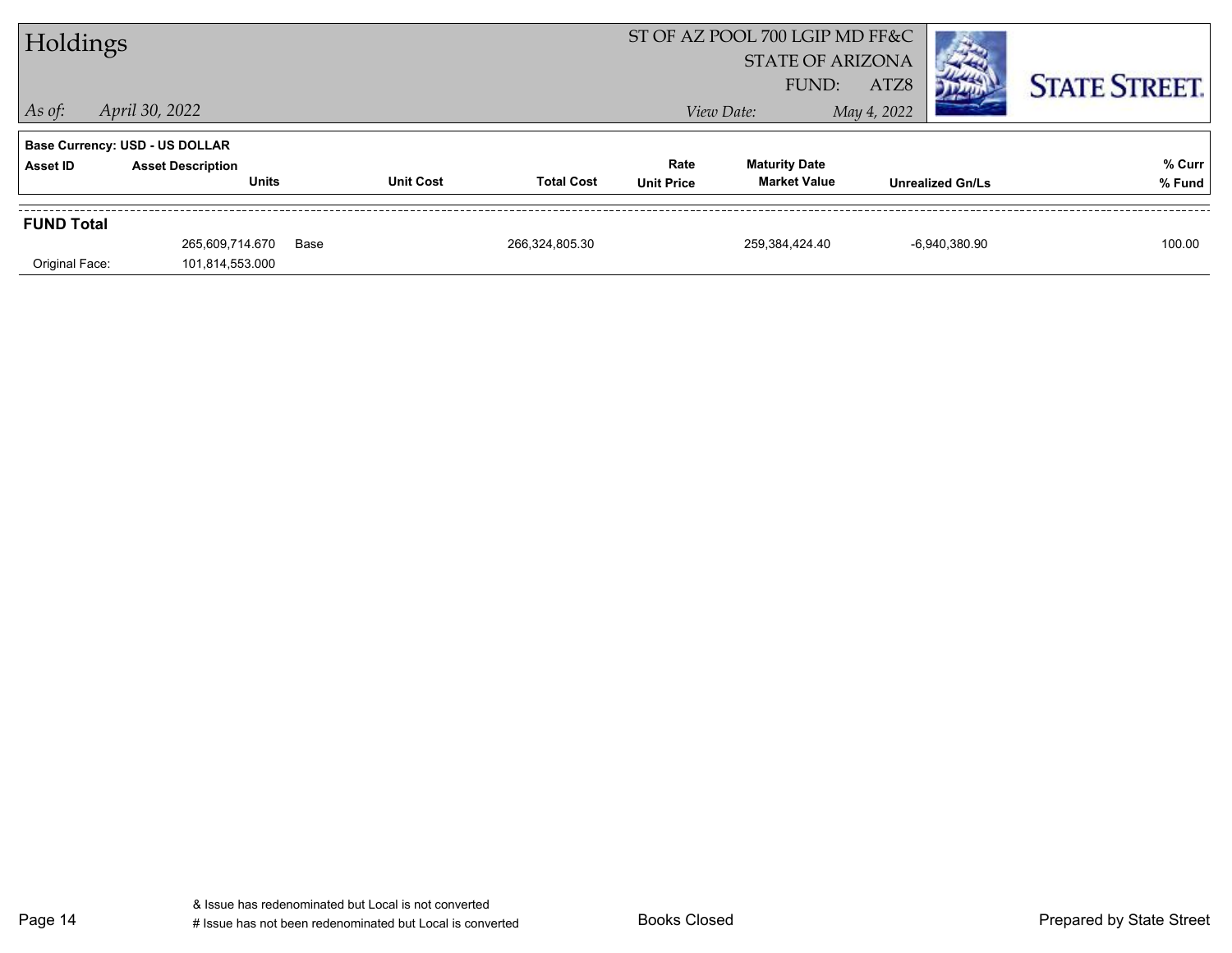# Holdings

ST OF AZ POOL 700 LGIP MD FF&C
STATE OF ARIZONA
FUND: ATZ8

*As of:* *April 30, 2022*

*View Date:* *May 4, 2022*

**Base Currency: USD - US DOLLAR**

| Asset ID | Asset Description / Units | | Unit Cost | Total Cost | Rate / Unit Price | Maturity Date / Market Value | Unrealized Gn/Ls | % Curr / % Fund |
|---|---|---|---|---|---|---|---|---|
| **FUND Total** | | | | | | | | |
| | 265,609,714.670 | Base | | 266,324,805.30 | | 259,384,424.40 | -6,940,380.90 | 100.00 |
| Original Face: | 101,814,553.000 | | | | | | | |

& Issue has redenominated but Local is not converted
# Issue has not been redenominated but Local is converted

Books Closed

Prepared by State Street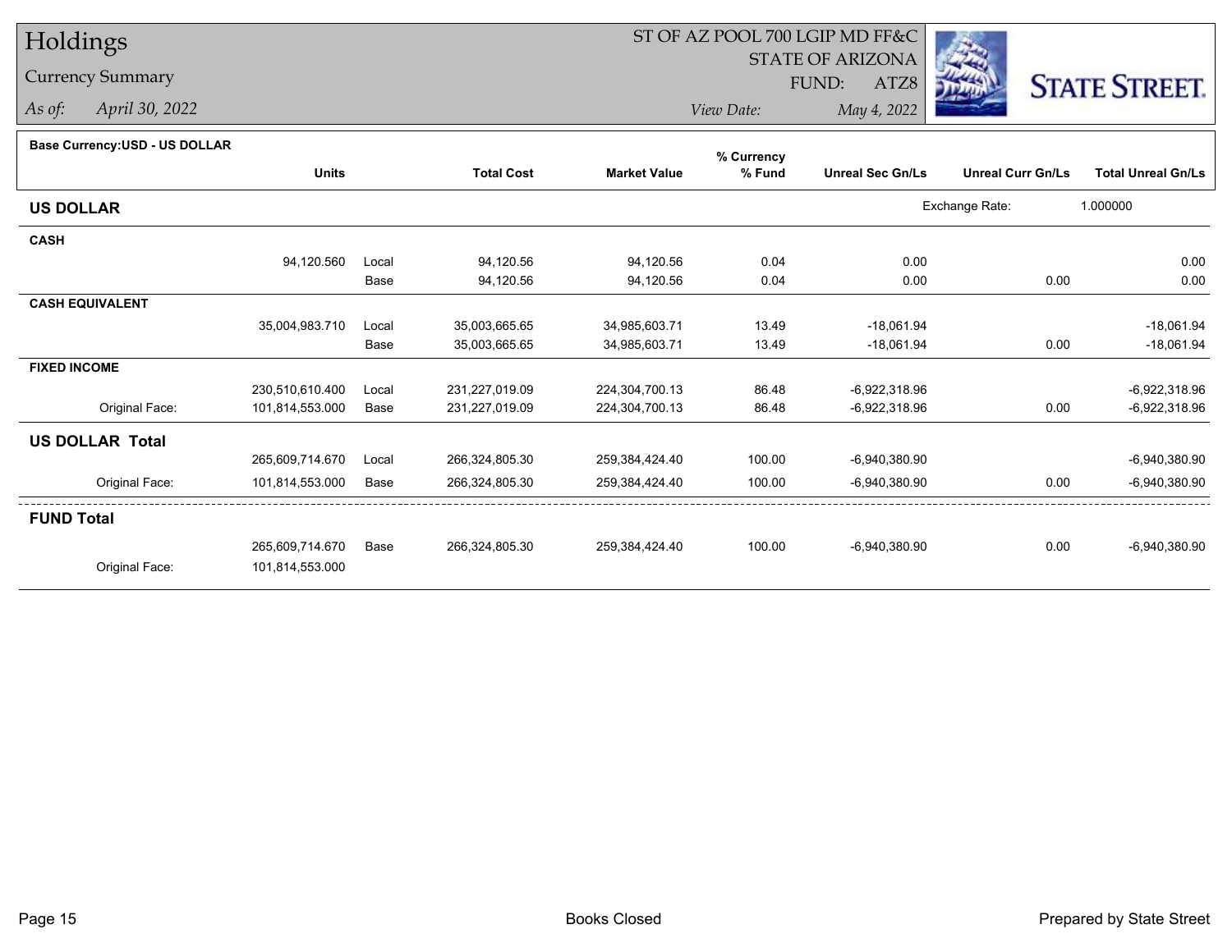# Holdings

## Currency Summary

*As of:* April 30, 2022

ST OF AZ POOL 700 LGIP MD FF&C
STATE OF ARIZONA
FUND: ATZ8

*View Date:* May 4, 2022

**Base Currency:USD - US DOLLAR**

| | Units | | Total Cost | Market Value | % Currency % Fund | Unreal Sec Gn/Ls | Unreal Curr Gn/Ls | Total Unreal Gn/Ls |
|---|---|---|---|---|---|---|---|---|
| **US DOLLAR** | | | | | | | Exchange Rate: | 1.000000 |
| **CASH** | | | | | | | | |
| | 94,120.560 | Local | 94,120.56 | 94,120.56 | 0.04 | 0.00 | | 0.00 |
| | | Base | 94,120.56 | 94,120.56 | 0.04 | 0.00 | 0.00 | 0.00 |
| **CASH EQUIVALENT** | | | | | | | | |
| | 35,004,983.710 | Local | 35,003,665.65 | 34,985,603.71 | 13.49 | -18,061.94 | | -18,061.94 |
| | | Base | 35,003,665.65 | 34,985,603.71 | 13.49 | -18,061.94 | 0.00 | -18,061.94 |
| **FIXED INCOME** | | | | | | | | |
| | 230,510,610.400 | Local | 231,227,019.09 | 224,304,700.13 | 86.48 | -6,922,318.96 | | -6,922,318.96 |
| Original Face: | 101,814,553.000 | Base | 231,227,019.09 | 224,304,700.13 | 86.48 | -6,922,318.96 | 0.00 | -6,922,318.96 |
| **US DOLLAR Total** | | | | | | | | |
| | 265,609,714.670 | Local | 266,324,805.30 | 259,384,424.40 | 100.00 | -6,940,380.90 | | -6,940,380.90 |
| Original Face: | 101,814,553.000 | Base | 266,324,805.30 | 259,384,424.40 | 100.00 | -6,940,380.90 | 0.00 | -6,940,380.90 |
| **FUND Total** | | | | | | | | |
| | 265,609,714.670 | Base | 266,324,805.30 | 259,384,424.40 | 100.00 | -6,940,380.90 | 0.00 | -6,940,380.90 |
| Original Face: | 101,814,553.000 | | | | | | | |

Books Closed

Prepared by State Street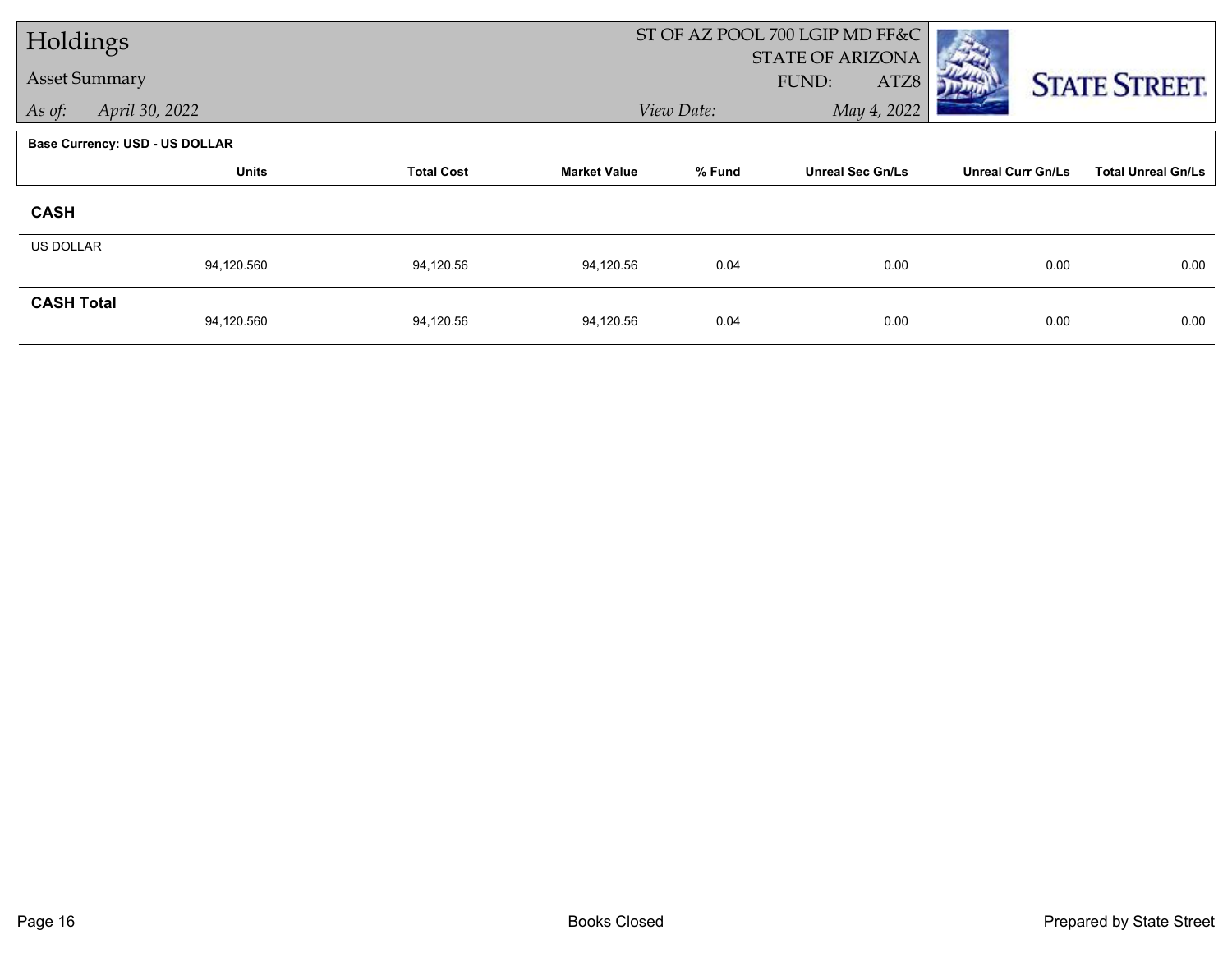# Holdings

## Asset Summary

*As of:* April 30, 2022

ST OF AZ POOL 700 LGIP MD FF&C
STATE OF ARIZONA
FUND: ATZ8

*View Date:* May 4, 2022

**Base Currency: USD - US DOLLAR**

| | Units | Total Cost | Market Value | % Fund | Unreal Sec Gn/Ls | Unreal Curr Gn/Ls | Total Unreal Gn/Ls |
|---|---|---|---|---|---|---|---|
| **CASH** | | | | | | | |
| US DOLLAR | 94,120.560 | 94,120.56 | 94,120.56 | 0.04 | 0.00 | 0.00 | 0.00 |
| **CASH Total** | 94,120.560 | 94,120.56 | 94,120.56 | 0.04 | 0.00 | 0.00 | 0.00 |

Books Closed

Prepared by State Street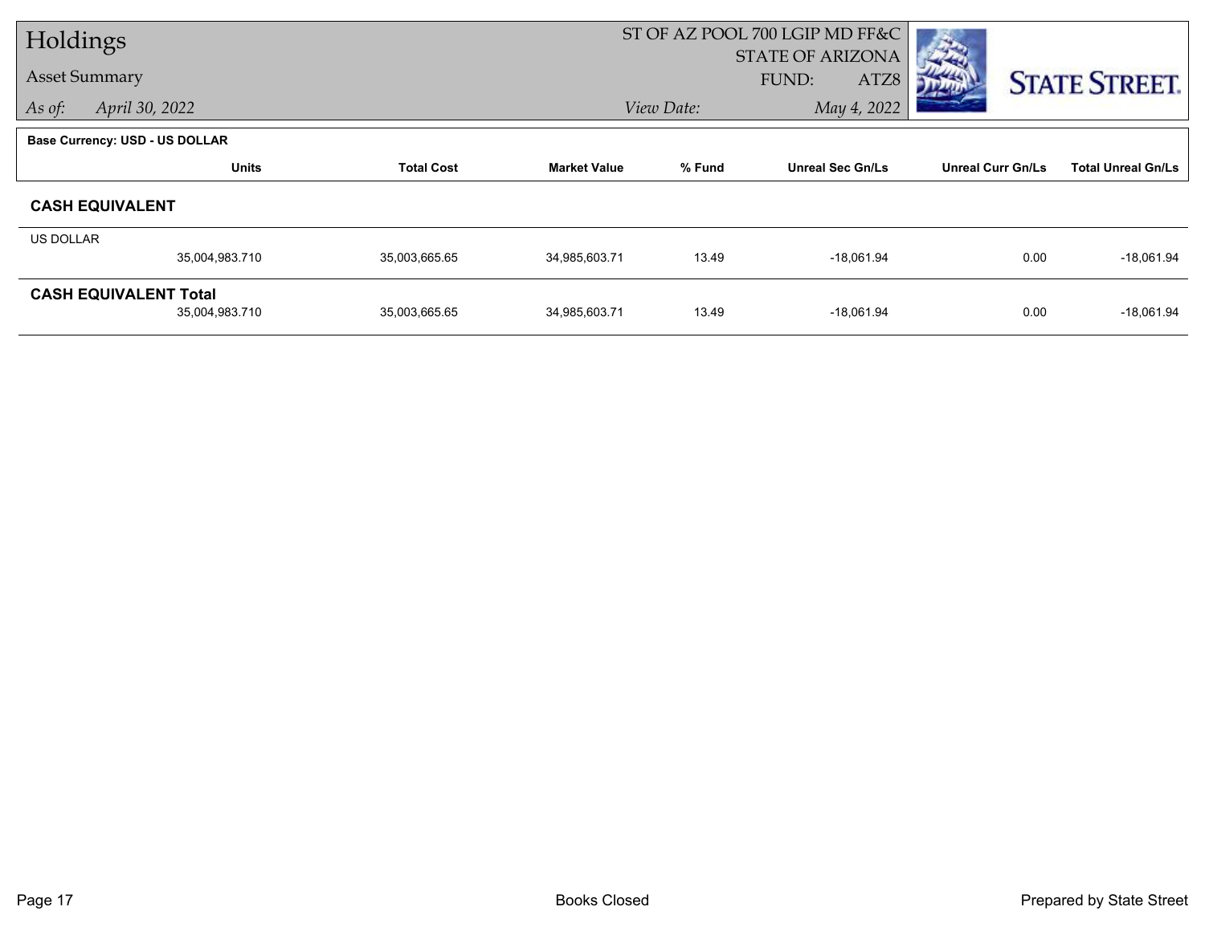# Holdings

Asset Summary

*As of:* *April 30, 2022*

ST OF AZ POOL 700 LGIP MD FF&C
STATE OF ARIZONA
FUND: ATZ8

*View Date:* *May 4, 2022*

**Base Currency: USD - US DOLLAR**

| | Units | Total Cost | Market Value | % Fund | Unreal Sec Gn/Ls | Unreal Curr Gn/Ls | Total Unreal Gn/Ls |
|---|---|---|---|---|---|---|---|
| **CASH EQUIVALENT** | | | | | | | |
| US DOLLAR | 35,004,983.710 | 35,003,665.65 | 34,985,603.71 | 13.49 | -18,061.94 | 0.00 | -18,061.94 |
| **CASH EQUIVALENT Total** | 35,004,983.710 | 35,003,665.65 | 34,985,603.71 | 13.49 | -18,061.94 | 0.00 | -18,061.94 |

Books Closed

Prepared by State Street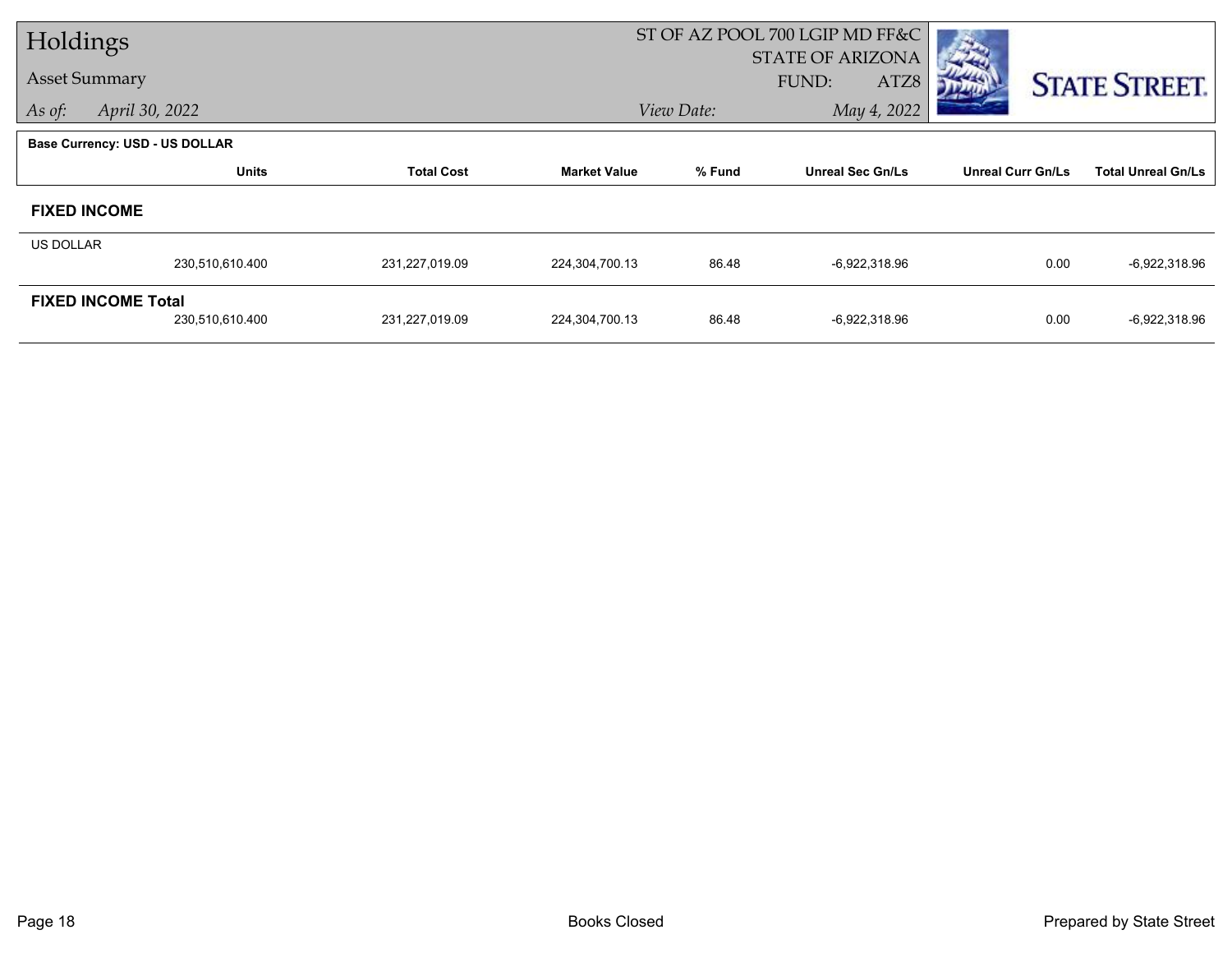# Holdings

## Asset Summary

*As of:* *April 30, 2022*

ST OF AZ POOL 700 LGIP MD FF&C
STATE OF ARIZONA
FUND: ATZ8

*View Date:* *May 4, 2022*

**Base Currency: USD - US DOLLAR**

| | Units | Total Cost | Market Value | % Fund | Unreal Sec Gn/Ls | Unreal Curr Gn/Ls | Total Unreal Gn/Ls |
|---|---|---|---|---|---|---|---|
| **FIXED INCOME** | | | | | | | |
| US DOLLAR | | | | | | | |
| | 230,510,610.400 | 231,227,019.09 | 224,304,700.13 | 86.48 | -6,922,318.96 | 0.00 | -6,922,318.96 |
| **FIXED INCOME Total** | | | | | | | |
| | 230,510,610.400 | 231,227,019.09 | 224,304,700.13 | 86.48 | -6,922,318.96 | 0.00 | -6,922,318.96 |

Books Closed

Prepared by State Street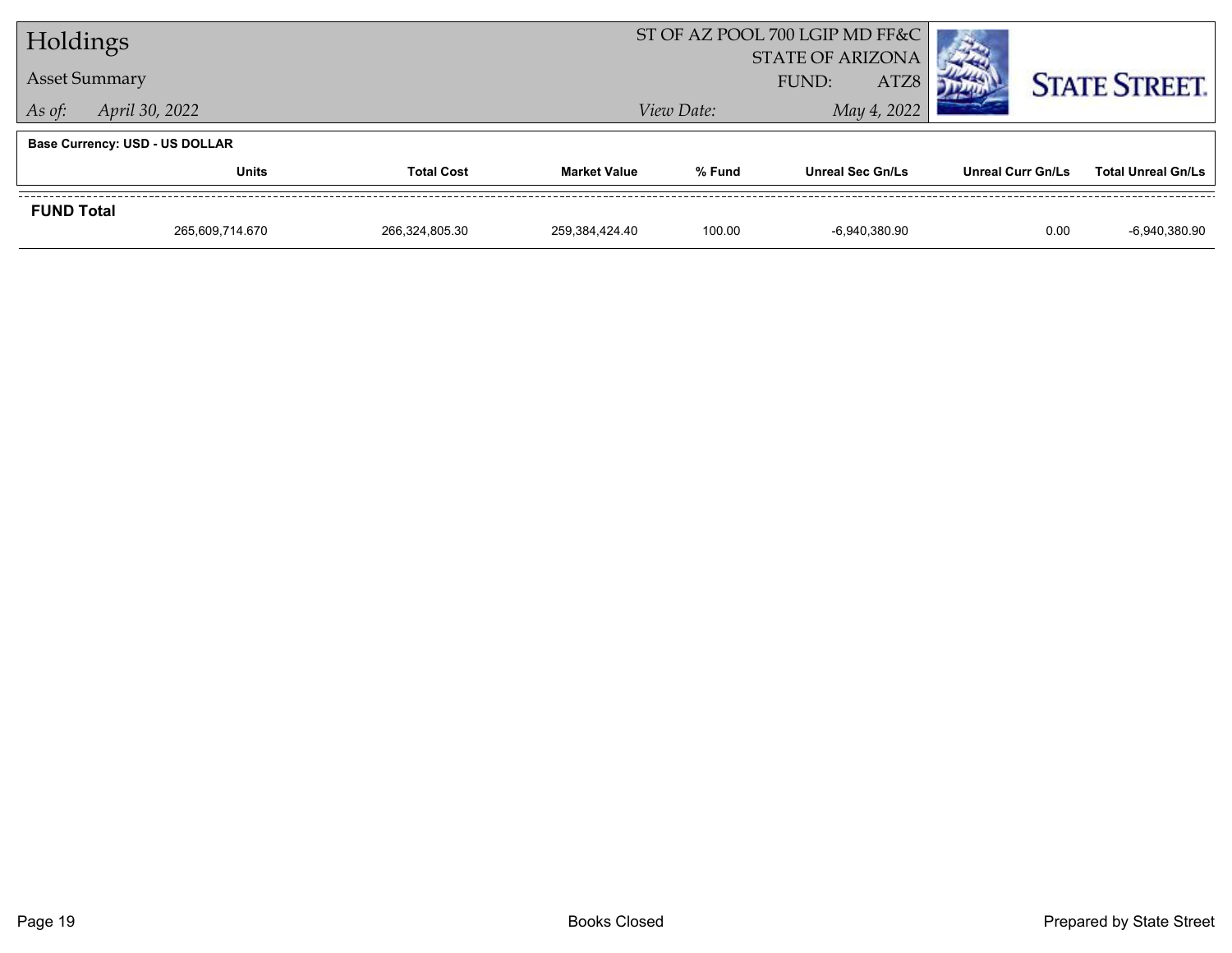# Holdings

**Asset Summary**

*As of:* April 30, 2022

ST OF AZ POOL 700 LGIP MD FF&C
STATE OF ARIZONA
FUND: ATZ8

*View Date:* May 4, 2022

**Base Currency: USD - US DOLLAR**

| | Units | Total Cost | Market Value | % Fund | Unreal Sec Gn/Ls | Unreal Curr Gn/Ls | Total Unreal Gn/Ls |
|---|---|---|---|---|---|---|---|
| **FUND Total** | | | | | | | |
| | 265,609,714.670 | 266,324,805.30 | 259,384,424.40 | 100.00 | -6,940,380.90 | 0.00 | -6,940,380.90 |

Books Closed

Prepared by State Street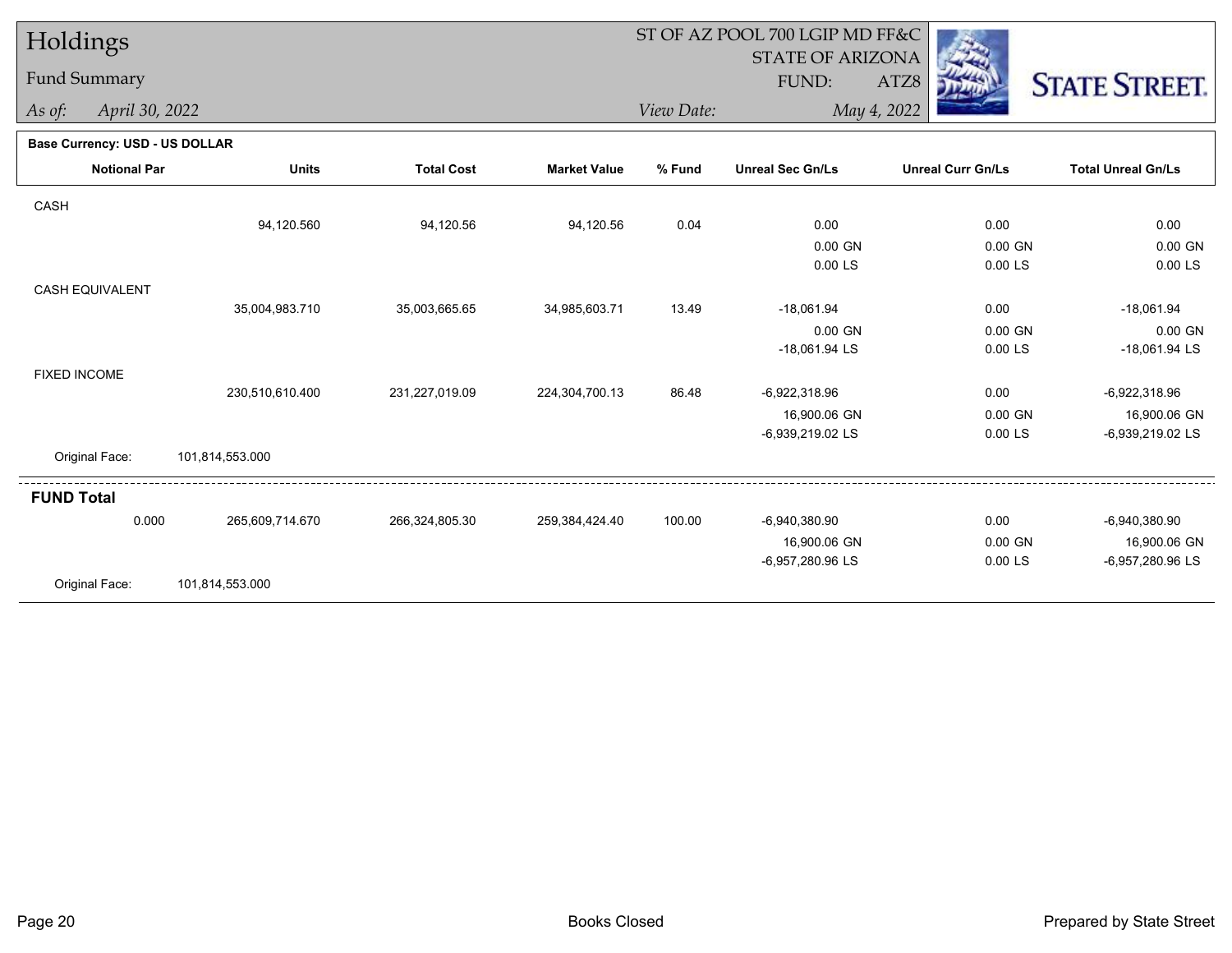# Holdings

Fund Summary

*As of:* *April 30, 2022*

ST OF AZ POOL 700 LGIP MD FF&C
STATE OF ARIZONA
FUND: ATZ8

*View Date:* *May 4, 2022*

STATE STREET.

**Base Currency: USD - US DOLLAR**

| Notional Par | Units | Total Cost | Market Value | % Fund | Unreal Sec Gn/Ls | Unreal Curr Gn/Ls | Total Unreal Gn/Ls |
|---|---|---|---|---|---|---|---|
| CASH | | | | | | | |
| | 94,120.560 | 94,120.56 | 94,120.56 | 0.04 | 0.00 | 0.00 | 0.00 |
| | | | | | 0.00 GN | 0.00 GN | 0.00 GN |
| | | | | | 0.00 LS | 0.00 LS | 0.00 LS |
| CASH EQUIVALENT | | | | | | | |
| | 35,004,983.710 | 35,003,665.65 | 34,985,603.71 | 13.49 | -18,061.94 | 0.00 | -18,061.94 |
| | | | | | 0.00 GN | 0.00 GN | 0.00 GN |
| | | | | | -18,061.94 LS | 0.00 LS | -18,061.94 LS |
| FIXED INCOME | | | | | | | |
| | 230,510,610.400 | 231,227,019.09 | 224,304,700.13 | 86.48 | -6,922,318.96 | 0.00 | -6,922,318.96 |
| | | | | | 16,900.06 GN | 0.00 GN | 16,900.06 GN |
| | | | | | -6,939,219.02 LS | 0.00 LS | -6,939,219.02 LS |
| Original Face: 101,814,553.000 | | | | | | | |
| **FUND Total** | | | | | | | |
| 0.000 | 265,609,714.670 | 266,324,805.30 | 259,384,424.40 | 100.00 | -6,940,380.90 | 0.00 | -6,940,380.90 |
| | | | | | 16,900.06 GN | 0.00 GN | 16,900.06 GN |
| | | | | | -6,957,280.96 LS | 0.00 LS | -6,957,280.96 LS |
| Original Face: 101,814,553.000 | | | | | | | |

Books Closed

Prepared by State Street